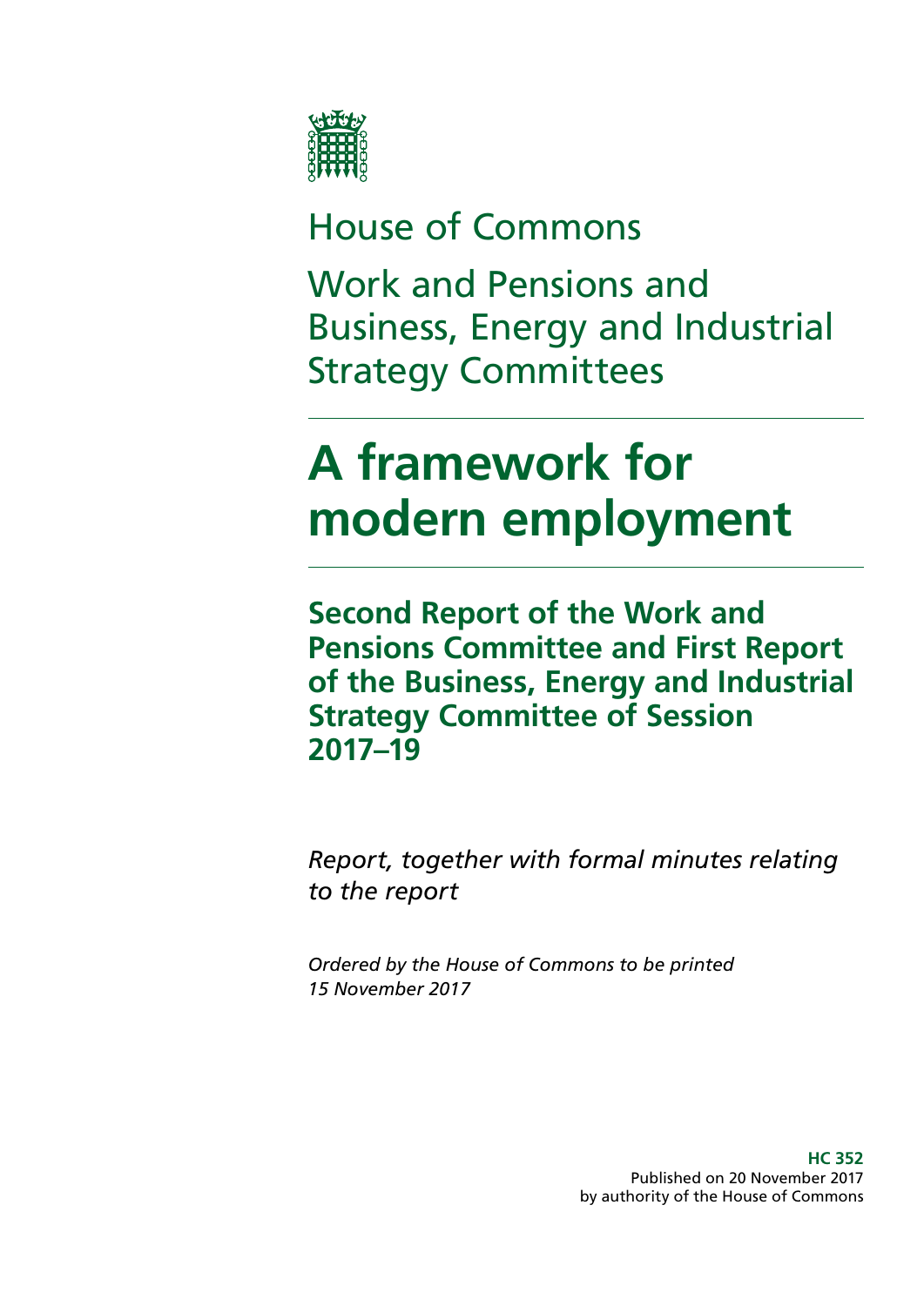House of Commons

Work and Pensions and Business, Energy and Industrial Strategy Committees

# A framework for modern employment

## Second Report of the Work and Pensions Committee and First Report of the Business, Energy and Industrial Strategy Committee of Session 2017–19

*Report, together with formal minutes relating to the report*

*Ordered by the House of Commons to be printed 15 November 2017*

**HC 352**
Published on 20 November 2017
by authority of the House of Commons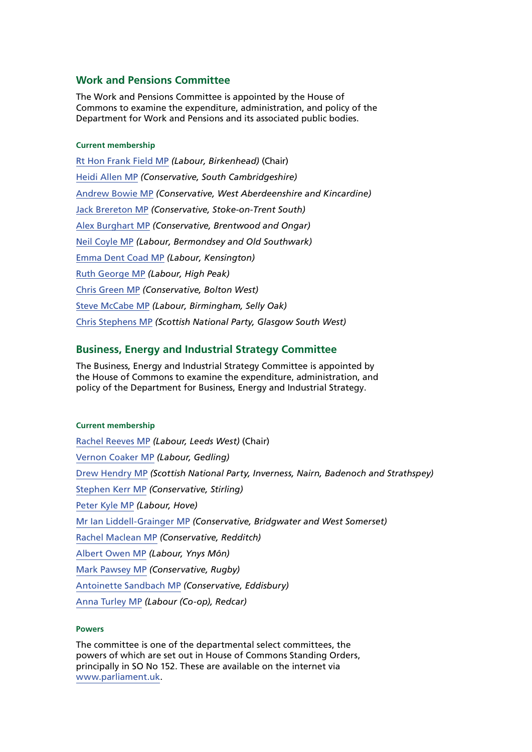## Work and Pensions Committee

The Work and Pensions Committee is appointed by the House of Commons to examine the expenditure, administration, and policy of the Department for Work and Pensions and its associated public bodies.

#### Current membership

Rt Hon Frank Field MP *(Labour, Birkenhead)* (Chair)

Heidi Allen MP *(Conservative, South Cambridgeshire)*

Andrew Bowie MP *(Conservative, West Aberdeenshire and Kincardine)*

Jack Brereton MP *(Conservative, Stoke-on-Trent South)*

Alex Burghart MP *(Conservative, Brentwood and Ongar)*

Neil Coyle MP *(Labour, Bermondsey and Old Southwark)*

Emma Dent Coad MP *(Labour, Kensington)*

Ruth George MP *(Labour, High Peak)*

Chris Green MP *(Conservative, Bolton West)*

Steve McCabe MP *(Labour, Birmingham, Selly Oak)*

Chris Stephens MP *(Scottish National Party, Glasgow South West)*

## Business, Energy and Industrial Strategy Committee

The Business, Energy and Industrial Strategy Committee is appointed by the House of Commons to examine the expenditure, administration, and policy of the Department for Business, Energy and Industrial Strategy.

#### Current membership

Rachel Reeves MP *(Labour, Leeds West)* (Chair)

Vernon Coaker MP *(Labour, Gedling)*

Drew Hendry MP *(Scottish National Party, Inverness, Nairn, Badenoch and Strathspey)*

Stephen Kerr MP *(Conservative, Stirling)*

Peter Kyle MP *(Labour, Hove)*

Mr Ian Liddell-Grainger MP *(Conservative, Bridgwater and West Somerset)*

Rachel Maclean MP *(Conservative, Redditch)*

Albert Owen MP *(Labour, Ynys Môn)*

Mark Pawsey MP *(Conservative, Rugby)*

Antoinette Sandbach MP *(Conservative, Eddisbury)*

Anna Turley MP *(Labour (Co-op), Redcar)*

#### Powers

The committee is one of the departmental select committees, the powers of which are set out in House of Commons Standing Orders, principally in SO No 152. These are available on the internet via www.parliament.uk.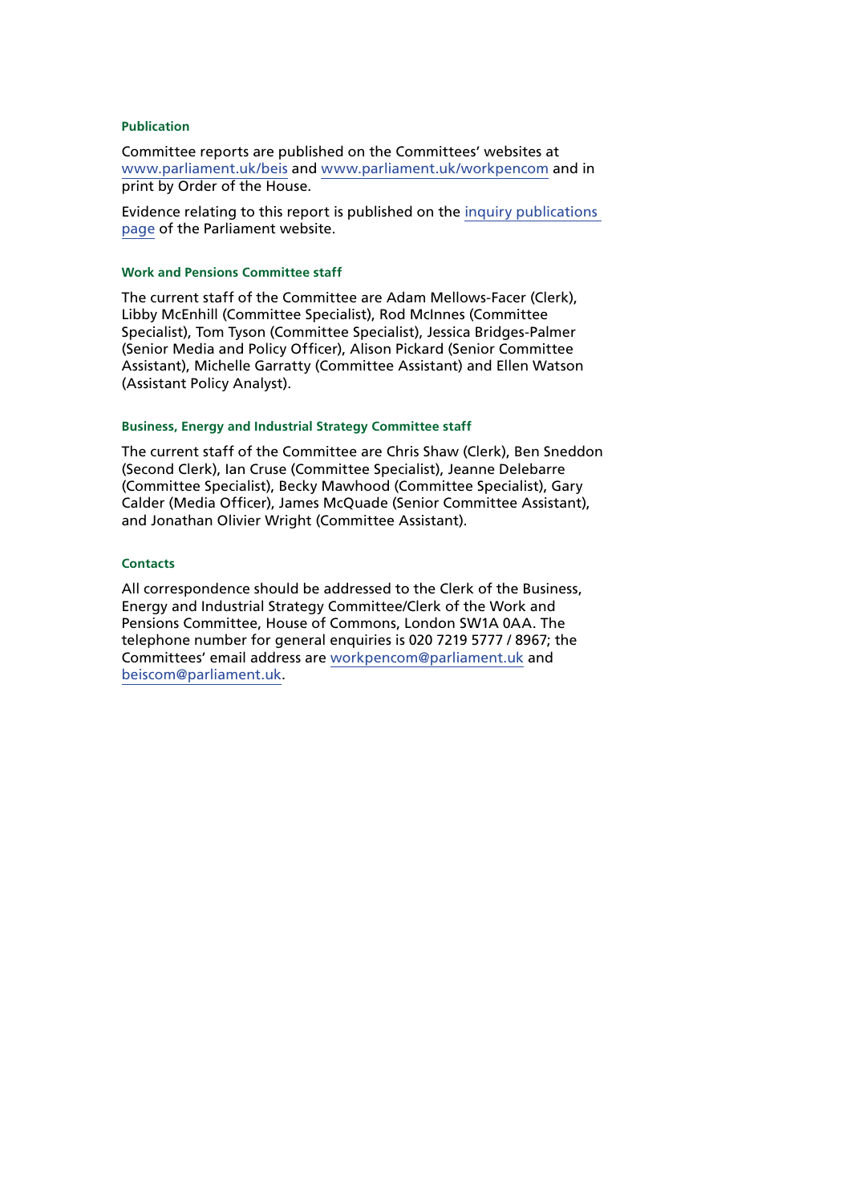### Publication

Committee reports are published on the Committees' websites at www.parliament.uk/beis and www.parliament.uk/workpencom and in print by Order of the House.

Evidence relating to this report is published on the inquiry publications page of the Parliament website.

### Work and Pensions Committee staff

The current staff of the Committee are Adam Mellows-Facer (Clerk), Libby McEnhill (Committee Specialist), Rod McInnes (Committee Specialist), Tom Tyson (Committee Specialist), Jessica Bridges-Palmer (Senior Media and Policy Officer), Alison Pickard (Senior Committee Assistant), Michelle Garratty (Committee Assistant) and Ellen Watson (Assistant Policy Analyst).

### Business, Energy and Industrial Strategy Committee staff

The current staff of the Committee are Chris Shaw (Clerk), Ben Sneddon (Second Clerk), Ian Cruse (Committee Specialist), Jeanne Delebarre (Committee Specialist), Becky Mawhood (Committee Specialist), Gary Calder (Media Officer), James McQuade (Senior Committee Assistant), and Jonathan Olivier Wright (Committee Assistant).

### Contacts

All correspondence should be addressed to the Clerk of the Business, Energy and Industrial Strategy Committee/Clerk of the Work and Pensions Committee, House of Commons, London SW1A 0AA. The telephone number for general enquiries is 020 7219 5777 / 8967; the Committees' email address are workpencom@parliament.uk and beiscom@parliament.uk.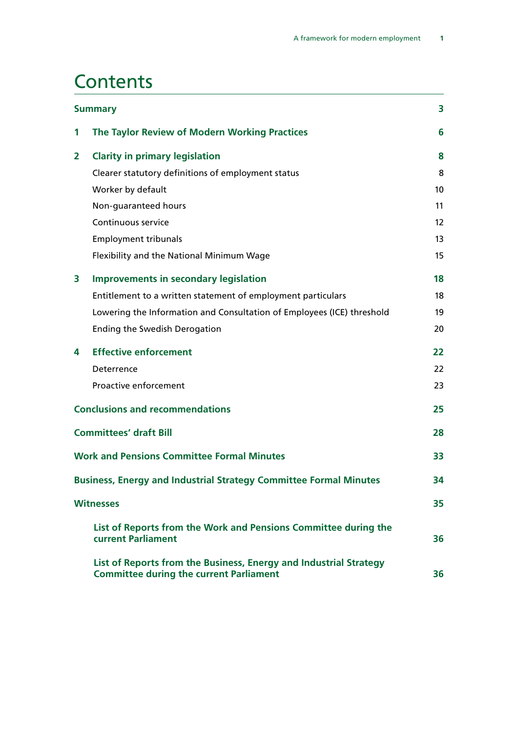# Contents

| | | |
|---|---|---|
| **Summary** | | **3** |
| **1** | **The Taylor Review of Modern Working Practices** | **6** |
| **2** | **Clarity in primary legislation** | **8** |
| | Clearer statutory definitions of employment status | 8 |
| | Worker by default | 10 |
| | Non-guaranteed hours | 11 |
| | Continuous service | 12 |
| | Employment tribunals | 13 |
| | Flexibility and the National Minimum Wage | 15 |
| **3** | **Improvements in secondary legislation** | **18** |
| | Entitlement to a written statement of employment particulars | 18 |
| | Lowering the Information and Consultation of Employees (ICE) threshold | 19 |
| | Ending the Swedish Derogation | 20 |
| **4** | **Effective enforcement** | **22** |
| | Deterrence | 22 |
| | Proactive enforcement | 23 |
| **Conclusions and recommendations** | | **25** |
| **Committees' draft Bill** | | **28** |
| **Work and Pensions Committee Formal Minutes** | | **33** |
| **Business, Energy and Industrial Strategy Committee Formal Minutes** | | **34** |
| **Witnesses** | | **35** |
| | **List of Reports from the Work and Pensions Committee during the current Parliament** | **36** |
| | **List of Reports from the Business, Energy and Industrial Strategy Committee during the current Parliament** | **36** |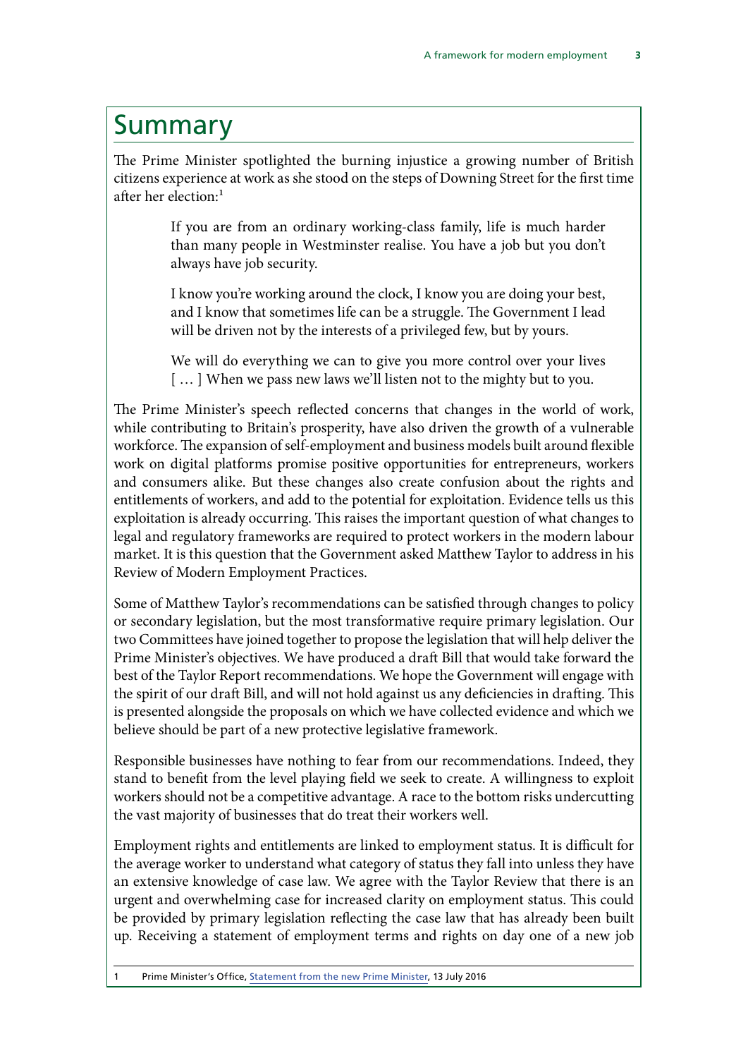# Summary

The Prime Minister spotlighted the burning injustice a growing number of British citizens experience at work as she stood on the steps of Downing Street for the first time after her election:[1]

> If you are from an ordinary working-class family, life is much harder than many people in Westminster realise. You have a job but you don't always have job security.
>
> I know you're working around the clock, I know you are doing your best, and I know that sometimes life can be a struggle. The Government I lead will be driven not by the interests of a privileged few, but by yours.
>
> We will do everything we can to give you more control over your lives [ … ] When we pass new laws we'll listen not to the mighty but to you.

The Prime Minister's speech reflected concerns that changes in the world of work, while contributing to Britain's prosperity, have also driven the growth of a vulnerable workforce. The expansion of self-employment and business models built around flexible work on digital platforms promise positive opportunities for entrepreneurs, workers and consumers alike. But these changes also create confusion about the rights and entitlements of workers, and add to the potential for exploitation. Evidence tells us this exploitation is already occurring. This raises the important question of what changes to legal and regulatory frameworks are required to protect workers in the modern labour market. It is this question that the Government asked Matthew Taylor to address in his Review of Modern Employment Practices.

Some of Matthew Taylor's recommendations can be satisfied through changes to policy or secondary legislation, but the most transformative require primary legislation. Our two Committees have joined together to propose the legislation that will help deliver the Prime Minister's objectives. We have produced a draft Bill that would take forward the best of the Taylor Report recommendations. We hope the Government will engage with the spirit of our draft Bill, and will not hold against us any deficiencies in drafting. This is presented alongside the proposals on which we have collected evidence and which we believe should be part of a new protective legislative framework.

Responsible businesses have nothing to fear from our recommendations. Indeed, they stand to benefit from the level playing field we seek to create. A willingness to exploit workers should not be a competitive advantage. A race to the bottom risks undercutting the vast majority of businesses that do treat their workers well.

Employment rights and entitlements are linked to employment status. It is difficult for the average worker to understand what category of status they fall into unless they have an extensive knowledge of case law. We agree with the Taylor Review that there is an urgent and overwhelming case for increased clarity on employment status. This could be provided by primary legislation reflecting the case law that has already been built up. Receiving a statement of employment terms and rights on day one of a new job

1 Prime Minister's Office, Statement from the new Prime Minister, 13 July 2016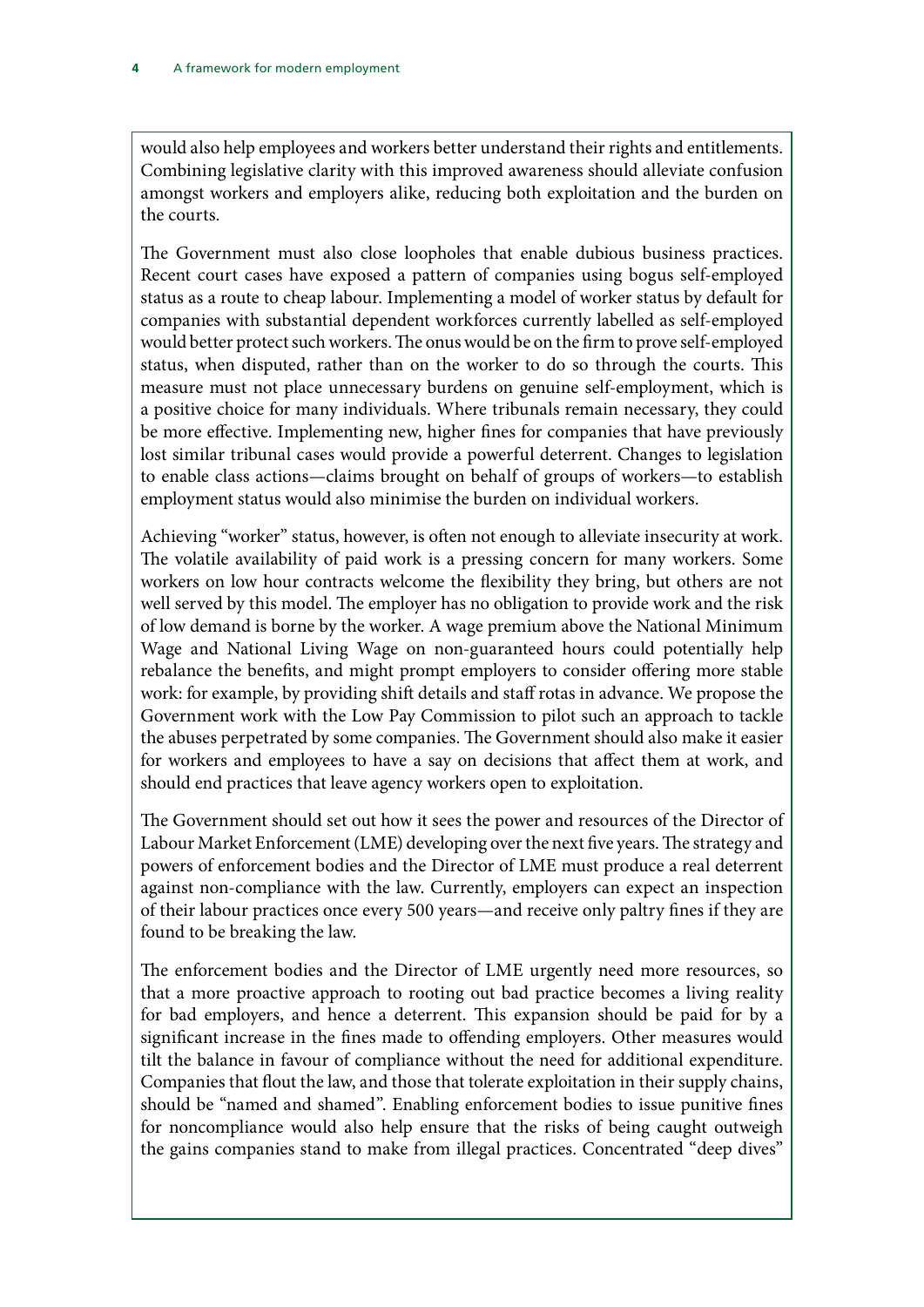would also help employees and workers better understand their rights and entitlements. Combining legislative clarity with this improved awareness should alleviate confusion amongst workers and employers alike, reducing both exploitation and the burden on the courts.

The Government must also close loopholes that enable dubious business practices. Recent court cases have exposed a pattern of companies using bogus self-employed status as a route to cheap labour. Implementing a model of worker status by default for companies with substantial dependent workforces currently labelled as self-employed would better protect such workers. The onus would be on the firm to prove self-employed status, when disputed, rather than on the worker to do so through the courts. This measure must not place unnecessary burdens on genuine self-employment, which is a positive choice for many individuals. Where tribunals remain necessary, they could be more effective. Implementing new, higher fines for companies that have previously lost similar tribunal cases would provide a powerful deterrent. Changes to legislation to enable class actions—claims brought on behalf of groups of workers—to establish employment status would also minimise the burden on individual workers.

Achieving "worker" status, however, is often not enough to alleviate insecurity at work. The volatile availability of paid work is a pressing concern for many workers. Some workers on low hour contracts welcome the flexibility they bring, but others are not well served by this model. The employer has no obligation to provide work and the risk of low demand is borne by the worker. A wage premium above the National Minimum Wage and National Living Wage on non-guaranteed hours could potentially help rebalance the benefits, and might prompt employers to consider offering more stable work: for example, by providing shift details and staff rotas in advance. We propose the Government work with the Low Pay Commission to pilot such an approach to tackle the abuses perpetrated by some companies. The Government should also make it easier for workers and employees to have a say on decisions that affect them at work, and should end practices that leave agency workers open to exploitation.

The Government should set out how it sees the power and resources of the Director of Labour Market Enforcement (LME) developing over the next five years. The strategy and powers of enforcement bodies and the Director of LME must produce a real deterrent against non-compliance with the law. Currently, employers can expect an inspection of their labour practices once every 500 years—and receive only paltry fines if they are found to be breaking the law.

The enforcement bodies and the Director of LME urgently need more resources, so that a more proactive approach to rooting out bad practice becomes a living reality for bad employers, and hence a deterrent. This expansion should be paid for by a significant increase in the fines made to offending employers. Other measures would tilt the balance in favour of compliance without the need for additional expenditure. Companies that flout the law, and those that tolerate exploitation in their supply chains, should be "named and shamed". Enabling enforcement bodies to issue punitive fines for noncompliance would also help ensure that the risks of being caught outweigh the gains companies stand to make from illegal practices. Concentrated "deep dives"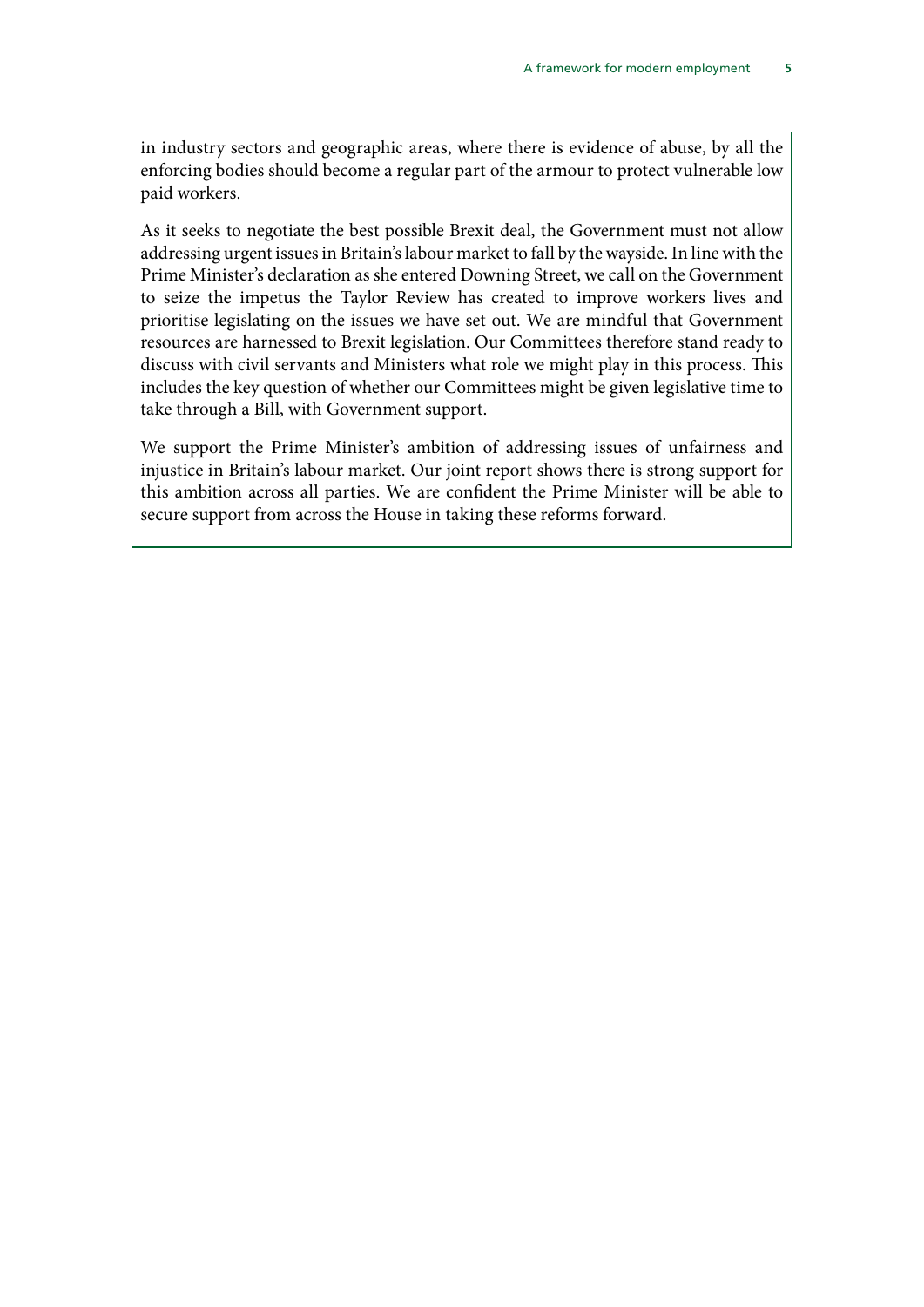in industry sectors and geographic areas, where there is evidence of abuse, by all the enforcing bodies should become a regular part of the armour to protect vulnerable low paid workers.

As it seeks to negotiate the best possible Brexit deal, the Government must not allow addressing urgent issues in Britain's labour market to fall by the wayside. In line with the Prime Minister's declaration as she entered Downing Street, we call on the Government to seize the impetus the Taylor Review has created to improve workers lives and prioritise legislating on the issues we have set out. We are mindful that Government resources are harnessed to Brexit legislation. Our Committees therefore stand ready to discuss with civil servants and Ministers what role we might play in this process. This includes the key question of whether our Committees might be given legislative time to take through a Bill, with Government support.

We support the Prime Minister's ambition of addressing issues of unfairness and injustice in Britain's labour market. Our joint report shows there is strong support for this ambition across all parties. We are confident the Prime Minister will be able to secure support from across the House in taking these reforms forward.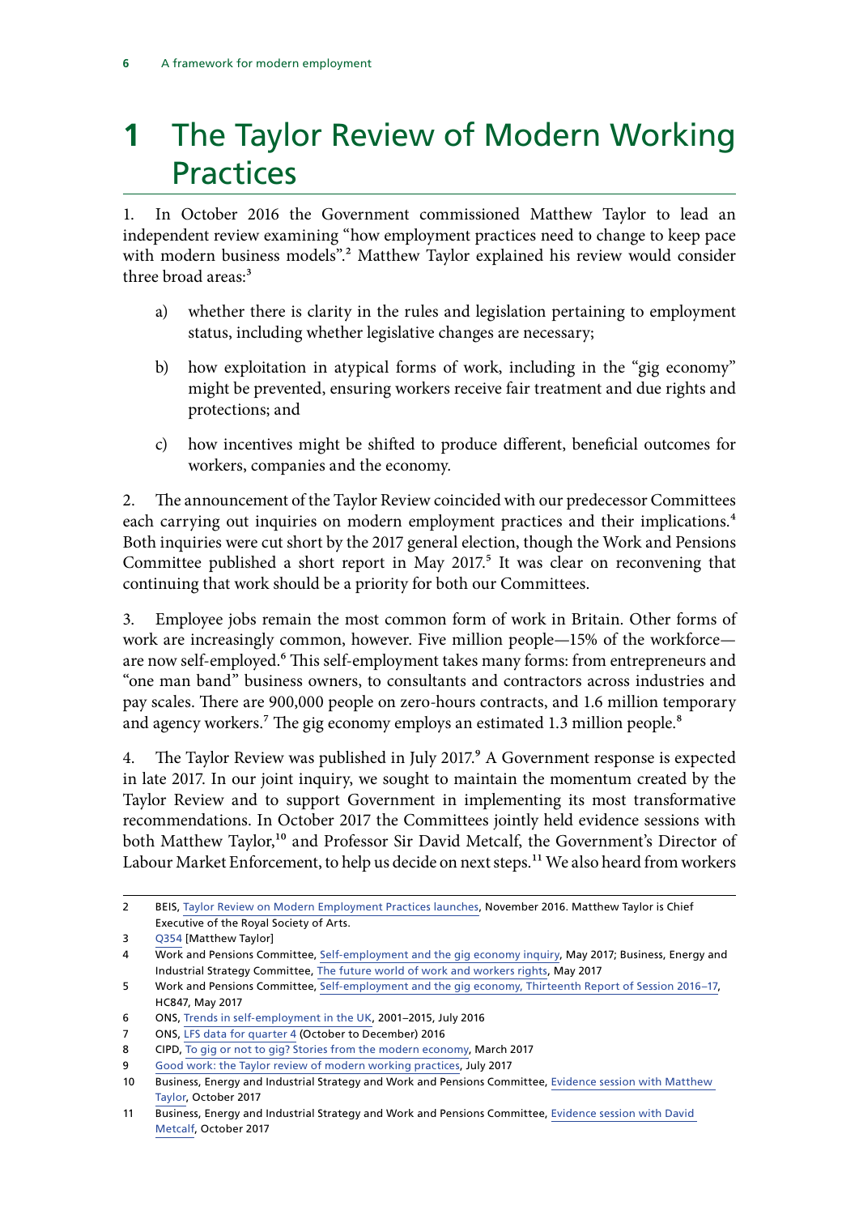# 1 The Taylor Review of Modern Working Practices

1. In October 2016 the Government commissioned Matthew Taylor to lead an independent review examining "how employment practices need to change to keep pace with modern business models".[2] Matthew Taylor explained his review would consider three broad areas:[3]

a) whether there is clarity in the rules and legislation pertaining to employment status, including whether legislative changes are necessary;

b) how exploitation in atypical forms of work, including in the "gig economy" might be prevented, ensuring workers receive fair treatment and due rights and protections; and

c) how incentives might be shifted to produce different, beneficial outcomes for workers, companies and the economy.

2. The announcement of the Taylor Review coincided with our predecessor Committees each carrying out inquiries on modern employment practices and their implications.[4] Both inquiries were cut short by the 2017 general election, though the Work and Pensions Committee published a short report in May 2017.[5] It was clear on reconvening that continuing that work should be a priority for both our Committees.

3. Employee jobs remain the most common form of work in Britain. Other forms of work are increasingly common, however. Five million people—15% of the workforce—are now self-employed.[6] This self-employment takes many forms: from entrepreneurs and "one man band" business owners, to consultants and contractors across industries and pay scales. There are 900,000 people on zero-hours contracts, and 1.6 million temporary and agency workers.[7] The gig economy employs an estimated 1.3 million people.[8]

4. The Taylor Review was published in July 2017.[9] A Government response is expected in late 2017. In our joint inquiry, we sought to maintain the momentum created by the Taylor Review and to support Government in implementing its most transformative recommendations. In October 2017 the Committees jointly held evidence sessions with both Matthew Taylor,[10] and Professor Sir David Metcalf, the Government's Director of Labour Market Enforcement, to help us decide on next steps.[11] We also heard from workers

---

2 BEIS, Taylor Review on Modern Employment Practices launches, November 2016. Matthew Taylor is Chief Executive of the Royal Society of Arts.

3 Q354 [Matthew Taylor]

4 Work and Pensions Committee, Self-employment and the gig economy inquiry, May 2017; Business, Energy and Industrial Strategy Committee, The future world of work and workers rights, May 2017

5 Work and Pensions Committee, Self-employment and the gig economy, Thirteenth Report of Session 2016–17, HC847, May 2017

6 ONS, Trends in self-employment in the UK, 2001–2015, July 2016

7 ONS, LFS data for quarter 4 (October to December) 2016

8 CIPD, To gig or not to gig? Stories from the modern economy, March 2017

9 Good work: the Taylor review of modern working practices, July 2017

10 Business, Energy and Industrial Strategy and Work and Pensions Committee, Evidence session with Matthew Taylor, October 2017

11 Business, Energy and Industrial Strategy and Work and Pensions Committee, Evidence session with David Metcalf, October 2017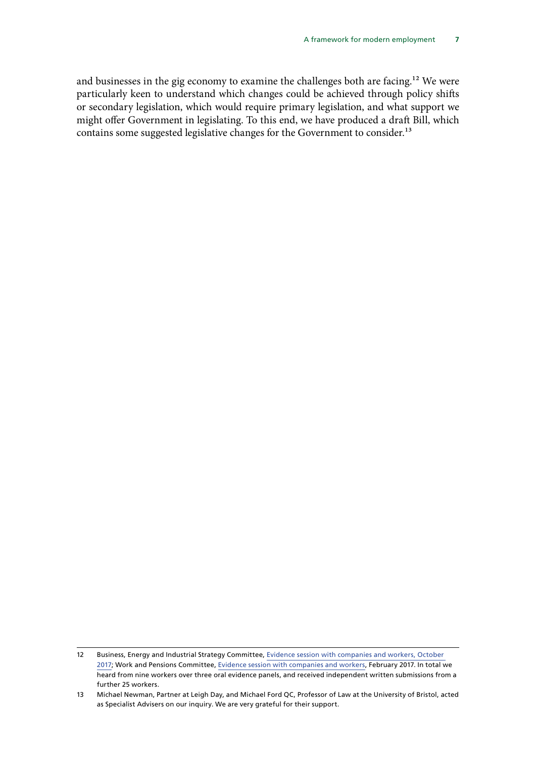and businesses in the gig economy to examine the challenges both are facing.[12] We were particularly keen to understand which changes could be achieved through policy shifts or secondary legislation, which would require primary legislation, and what support we might offer Government in legislating. To this end, we have produced a draft Bill, which contains some suggested legislative changes for the Government to consider.[13]

---

12 Business, Energy and Industrial Strategy Committee, Evidence session with companies and workers, October 2017; Work and Pensions Committee, Evidence session with companies and workers, February 2017. In total we heard from nine workers over three oral evidence panels, and received independent written submissions from a further 25 workers.

13 Michael Newman, Partner at Leigh Day, and Michael Ford QC, Professor of Law at the University of Bristol, acted as Specialist Advisers on our inquiry. We are very grateful for their support.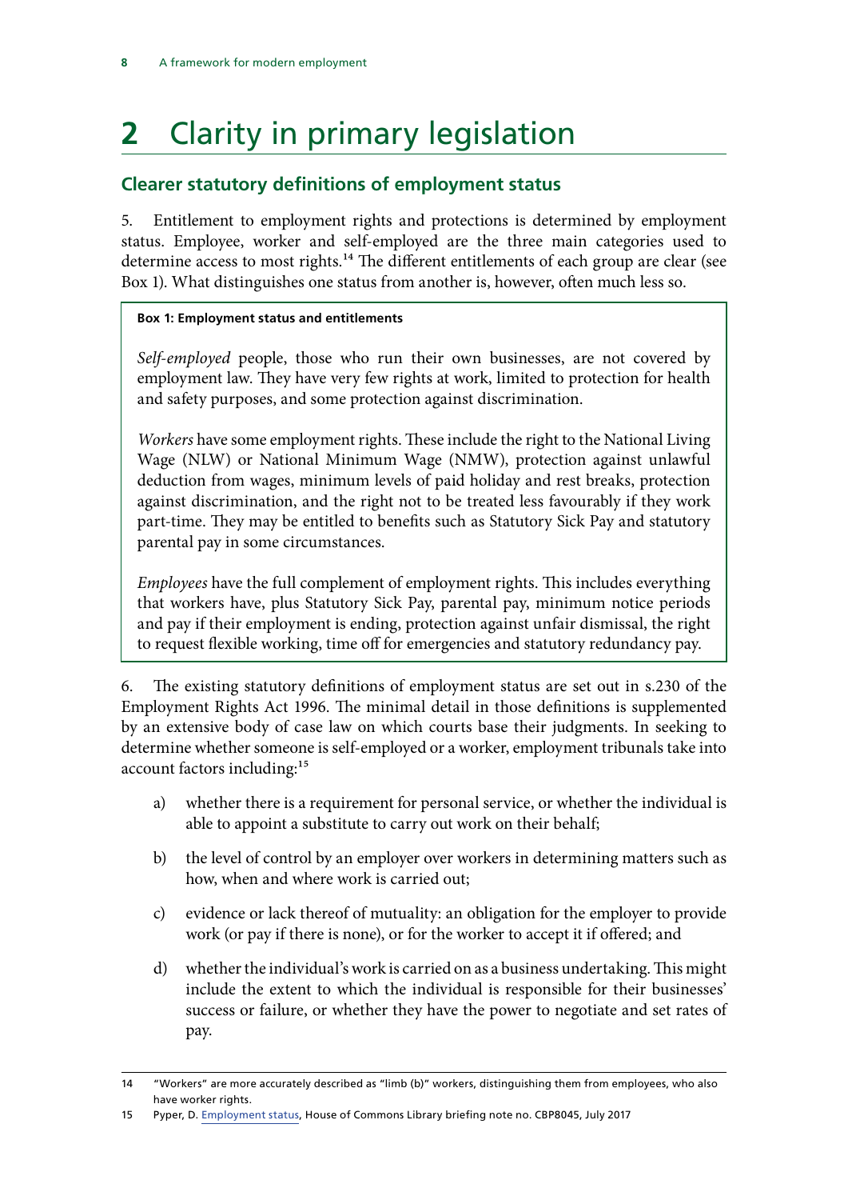# 2 Clarity in primary legislation

## Clearer statutory definitions of employment status

5. Entitlement to employment rights and protections is determined by employment status. Employee, worker and self-employed are the three main categories used to determine access to most rights.[14] The different entitlements of each group are clear (see Box 1). What distinguishes one status from another is, however, often much less so.

> **Box 1: Employment status and entitlements**
>
> *Self-employed* people, those who run their own businesses, are not covered by employment law. They have very few rights at work, limited to protection for health and safety purposes, and some protection against discrimination.
>
> *Workers* have some employment rights. These include the right to the National Living Wage (NLW) or National Minimum Wage (NMW), protection against unlawful deduction from wages, minimum levels of paid holiday and rest breaks, protection against discrimination, and the right not to be treated less favourably if they work part-time. They may be entitled to benefits such as Statutory Sick Pay and statutory parental pay in some circumstances.
>
> *Employees* have the full complement of employment rights. This includes everything that workers have, plus Statutory Sick Pay, parental pay, minimum notice periods and pay if their employment is ending, protection against unfair dismissal, the right to request flexible working, time off for emergencies and statutory redundancy pay.

6. The existing statutory definitions of employment status are set out in s.230 of the Employment Rights Act 1996. The minimal detail in those definitions is supplemented by an extensive body of case law on which courts base their judgments. In seeking to determine whether someone is self-employed or a worker, employment tribunals take into account factors including:[15]

a) whether there is a requirement for personal service, or whether the individual is able to appoint a substitute to carry out work on their behalf;

b) the level of control by an employer over workers in determining matters such as how, when and where work is carried out;

c) evidence or lack thereof of mutuality: an obligation for the employer to provide work (or pay if there is none), or for the worker to accept it if offered; and

d) whether the individual's work is carried on as a business undertaking. This might include the extent to which the individual is responsible for their businesses' success or failure, or whether they have the power to negotiate and set rates of pay.

---

14 "Workers" are more accurately described as "limb (b)" workers, distinguishing them from employees, who also have worker rights.

15 Pyper, D. Employment status, House of Commons Library briefing note no. CBP8045, July 2017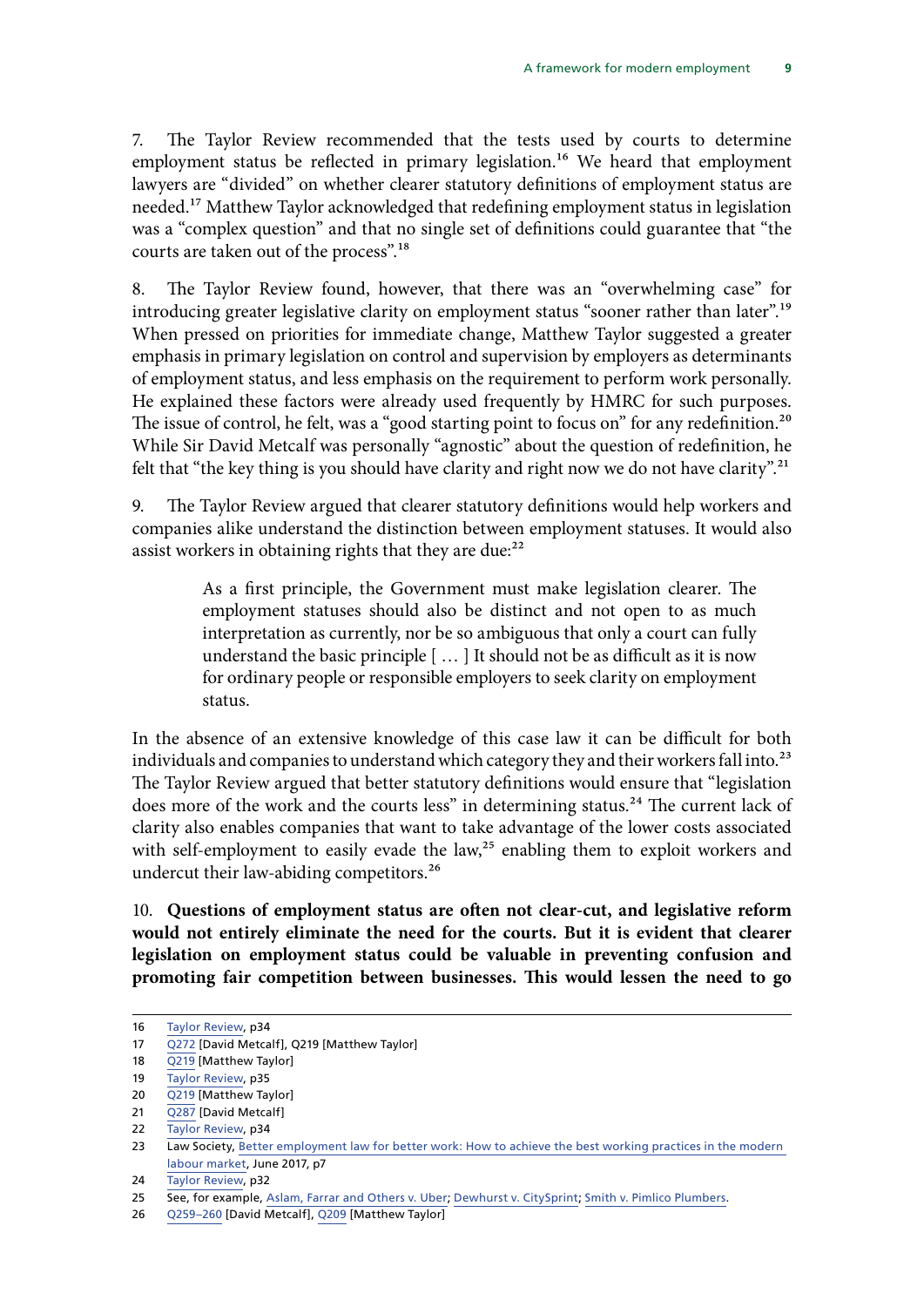7. The Taylor Review recommended that the tests used by courts to determine employment status be reflected in primary legislation.[16] We heard that employment lawyers are "divided" on whether clearer statutory definitions of employment status are needed.[17] Matthew Taylor acknowledged that redefining employment status in legislation was a "complex question" and that no single set of definitions could guarantee that "the courts are taken out of the process".[18]

8. The Taylor Review found, however, that there was an "overwhelming case" for introducing greater legislative clarity on employment status "sooner rather than later".[19] When pressed on priorities for immediate change, Matthew Taylor suggested a greater emphasis in primary legislation on control and supervision by employers as determinants of employment status, and less emphasis on the requirement to perform work personally. He explained these factors were already used frequently by HMRC for such purposes. The issue of control, he felt, was a "good starting point to focus on" for any redefinition.[20] While Sir David Metcalf was personally "agnostic" about the question of redefinition, he felt that "the key thing is you should have clarity and right now we do not have clarity".[21]

9. The Taylor Review argued that clearer statutory definitions would help workers and companies alike understand the distinction between employment statuses. It would also assist workers in obtaining rights that they are due:[22]

> As a first principle, the Government must make legislation clearer. The employment statuses should also be distinct and not open to as much interpretation as currently, nor be so ambiguous that only a court can fully understand the basic principle [ … ] It should not be as difficult as it is now for ordinary people or responsible employers to seek clarity on employment status.

In the absence of an extensive knowledge of this case law it can be difficult for both individuals and companies to understand which category they and their workers fall into.[23] The Taylor Review argued that better statutory definitions would ensure that "legislation does more of the work and the courts less" in determining status.[24] The current lack of clarity also enables companies that want to take advantage of the lower costs associated with self-employment to easily evade the law,[25] enabling them to exploit workers and undercut their law-abiding competitors.[26]

10. **Questions of employment status are often not clear-cut, and legislative reform would not entirely eliminate the need for the courts. But it is evident that clearer legislation on employment status could be valuable in preventing confusion and promoting fair competition between businesses. This would lessen the need to go**

---

16 Taylor Review, p34

17 Q272 [David Metcalf], Q219 [Matthew Taylor]

18 Q219 [Matthew Taylor]

19 Taylor Review, p35

20 Q219 [Matthew Taylor]

21 Q287 [David Metcalf]

22 Taylor Review, p34

23 Law Society, Better employment law for better work: How to achieve the best working practices in the modern labour market, June 2017, p7

24 Taylor Review, p32

25 See, for example, Aslam, Farrar and Others v. Uber; Dewhurst v. CitySprint; Smith v. Pimlico Plumbers.

26 Q259–260 [David Metcalf], Q209 [Matthew Taylor]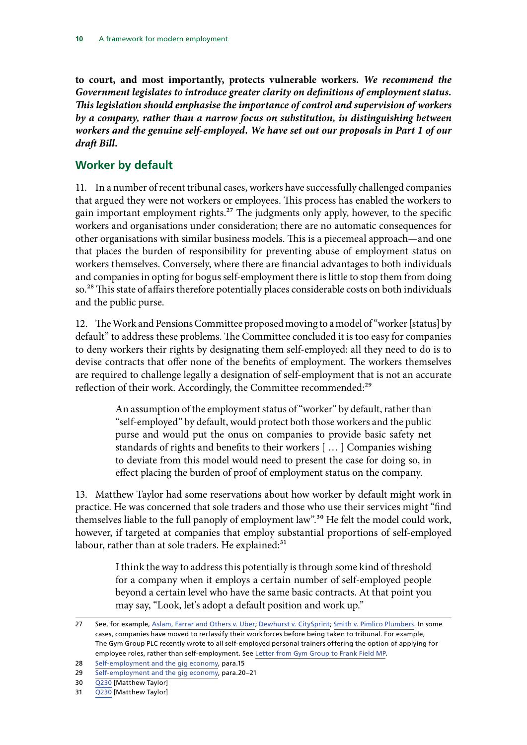**to court, and most importantly, protects vulnerable workers.** ***We recommend the Government legislates to introduce greater clarity on definitions of employment status. This legislation should emphasise the importance of control and supervision of workers by a company, rather than a narrow focus on substitution, in distinguishing between workers and the genuine self-employed. We have set out our proposals in Part 1 of our draft Bill.***

## Worker by default

11. In a number of recent tribunal cases, workers have successfully challenged companies that argued they were not workers or employees. This process has enabled the workers to gain important employment rights.[27] The judgments only apply, however, to the specific workers and organisations under consideration; there are no automatic consequences for other organisations with similar business models. This is a piecemeal approach—and one that places the burden of responsibility for preventing abuse of employment status on workers themselves. Conversely, where there are financial advantages to both individuals and companies in opting for bogus self-employment there is little to stop them from doing so.[28] This state of affairs therefore potentially places considerable costs on both individuals and the public purse.

12. The Work and Pensions Committee proposed moving to a model of "worker [status] by default" to address these problems. The Committee concluded it is too easy for companies to deny workers their rights by designating them self-employed: all they need to do is to devise contracts that offer none of the benefits of employment. The workers themselves are required to challenge legally a designation of self-employment that is not an accurate reflection of their work. Accordingly, the Committee recommended:[29]

> An assumption of the employment status of "worker" by default, rather than "self-employed" by default, would protect both those workers and the public purse and would put the onus on companies to provide basic safety net standards of rights and benefits to their workers [ … ] Companies wishing to deviate from this model would need to present the case for doing so, in effect placing the burden of proof of employment status on the company.

13. Matthew Taylor had some reservations about how worker by default might work in practice. He was concerned that sole traders and those who use their services might "find themselves liable to the full panoply of employment law".[30] He felt the model could work, however, if targeted at companies that employ substantial proportions of self-employed labour, rather than at sole traders. He explained:[31]

> I think the way to address this potentially is through some kind of threshold for a company when it employs a certain number of self-employed people beyond a certain level who have the same basic contracts. At that point you may say, "Look, let's adopt a default position and work up."

---

27 See, for example, Aslam, Farrar and Others v. Uber; Dewhurst v. CitySprint; Smith v. Pimlico Plumbers. In some cases, companies have moved to reclassify their workforces before being taken to tribunal. For example, The Gym Group PLC recently wrote to all self-employed personal trainers offering the option of applying for employee roles, rather than self-employment. See Letter from Gym Group to Frank Field MP.

28 Self-employment and the gig economy, para.15

29 Self-employment and the gig economy, para.20–21

30 Q230 [Matthew Taylor]

31 Q230 [Matthew Taylor]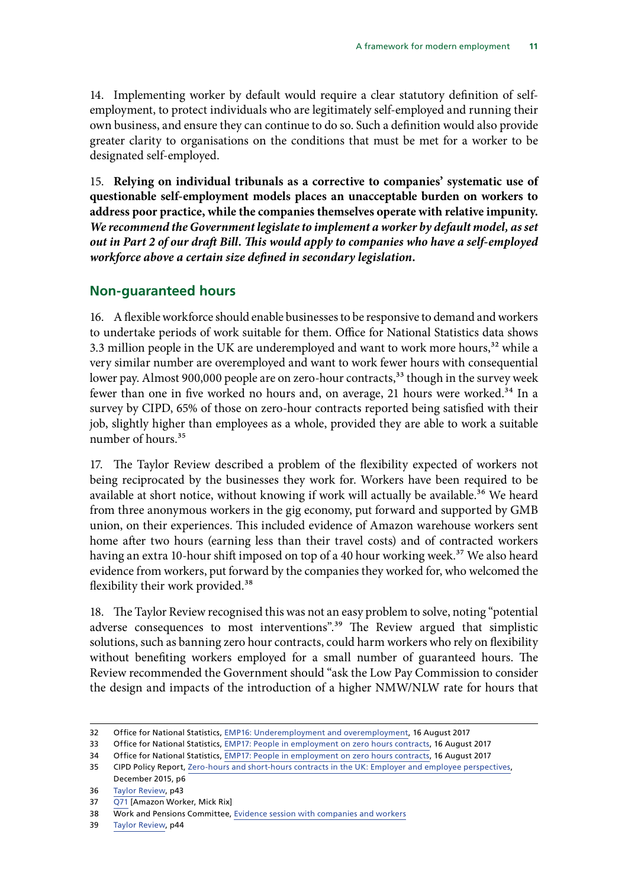14. Implementing worker by default would require a clear statutory definition of self-employment, to protect individuals who are legitimately self-employed and running their own business, and ensure they can continue to do so. Such a definition would also provide greater clarity to organisations on the conditions that must be met for a worker to be designated self-employed.

15. **Relying on individual tribunals as a corrective to companies' systematic use of questionable self-employment models places an unacceptable burden on workers to address poor practice, while the companies themselves operate with relative impunity.** ***We recommend the Government legislate to implement a worker by default model, as set out in Part 2 of our draft Bill. This would apply to companies who have a self-employed workforce above a certain size defined in secondary legislation.***

## Non-guaranteed hours

16. A flexible workforce should enable businesses to be responsive to demand and workers to undertake periods of work suitable for them. Office for National Statistics data shows 3.3 million people in the UK are underemployed and want to work more hours,[32] while a very similar number are overemployed and want to work fewer hours with consequential lower pay. Almost 900,000 people are on zero-hour contracts,[33] though in the survey week fewer than one in five worked no hours and, on average, 21 hours were worked.[34] In a survey by CIPD, 65% of those on zero-hour contracts reported being satisfied with their job, slightly higher than employees as a whole, provided they are able to work a suitable number of hours.[35]

17. The Taylor Review described a problem of the flexibility expected of workers not being reciprocated by the businesses they work for. Workers have been required to be available at short notice, without knowing if work will actually be available.[36] We heard from three anonymous workers in the gig economy, put forward and supported by GMB union, on their experiences. This included evidence of Amazon warehouse workers sent home after two hours (earning less than their travel costs) and of contracted workers having an extra 10-hour shift imposed on top of a 40 hour working week.[37] We also heard evidence from workers, put forward by the companies they worked for, who welcomed the flexibility their work provided.[38]

18. The Taylor Review recognised this was not an easy problem to solve, noting "potential adverse consequences to most interventions".[39] The Review argued that simplistic solutions, such as banning zero hour contracts, could harm workers who rely on flexibility without benefiting workers employed for a small number of guaranteed hours. The Review recommended the Government should "ask the Low Pay Commission to consider the design and impacts of the introduction of a higher NMW/NLW rate for hours that

---

32 Office for National Statistics, EMP16: Underemployment and overemployment, 16 August 2017

33 Office for National Statistics, EMP17: People in employment on zero hours contracts, 16 August 2017

34 Office for National Statistics, EMP17: People in employment on zero hours contracts, 16 August 2017

35 CIPD Policy Report, Zero-hours and short-hours contracts in the UK: Employer and employee perspectives, December 2015, p6

36 Taylor Review, p43

37 Q71 [Amazon Worker, Mick Rix]

38 Work and Pensions Committee, Evidence session with companies and workers

39 Taylor Review, p44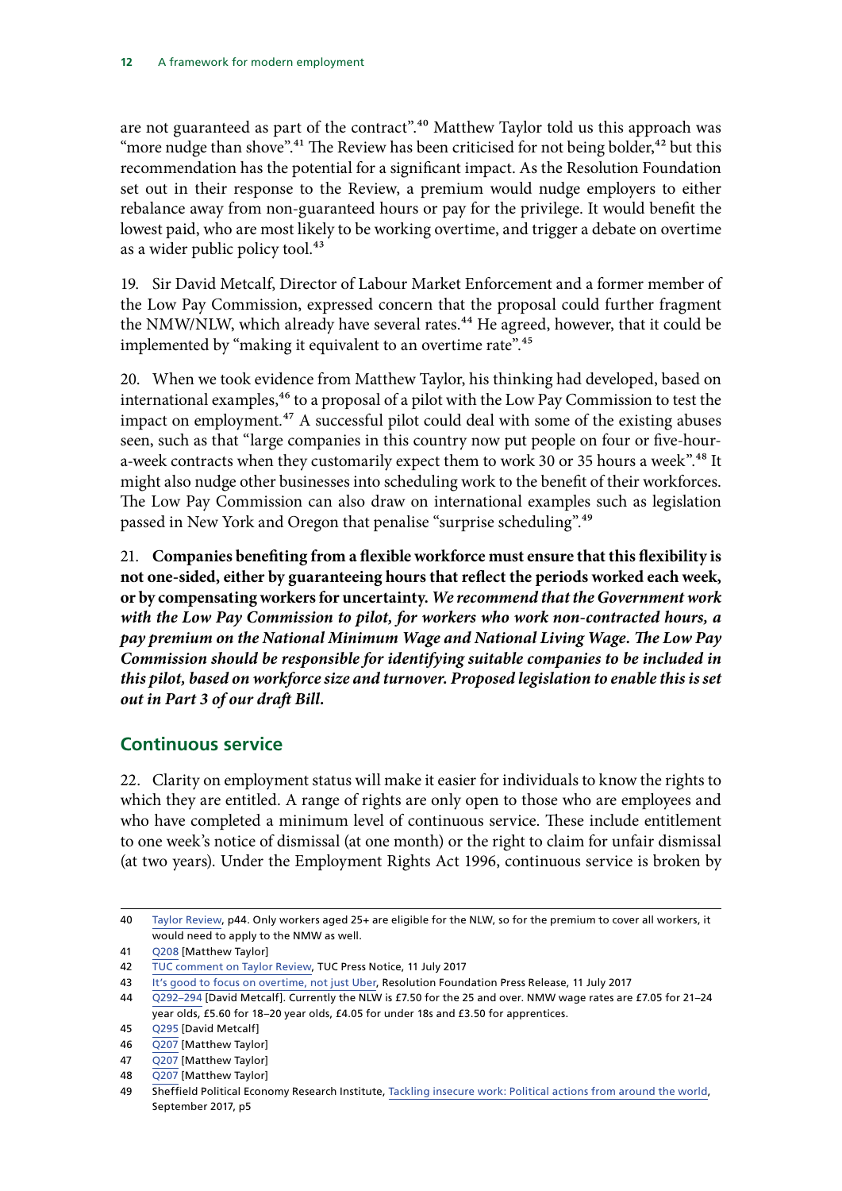are not guaranteed as part of the contract".[40] Matthew Taylor told us this approach was "more nudge than shove".[41] The Review has been criticised for not being bolder,[42] but this recommendation has the potential for a significant impact. As the Resolution Foundation set out in their response to the Review, a premium would nudge employers to either rebalance away from non-guaranteed hours or pay for the privilege. It would benefit the lowest paid, who are most likely to be working overtime, and trigger a debate on overtime as a wider public policy tool.[43]

19. Sir David Metcalf, Director of Labour Market Enforcement and a former member of the Low Pay Commission, expressed concern that the proposal could further fragment the NMW/NLW, which already have several rates.[44] He agreed, however, that it could be implemented by "making it equivalent to an overtime rate".[45]

20. When we took evidence from Matthew Taylor, his thinking had developed, based on international examples,[46] to a proposal of a pilot with the Low Pay Commission to test the impact on employment.[47] A successful pilot could deal with some of the existing abuses seen, such as that "large companies in this country now put people on four or five-hour-a-week contracts when they customarily expect them to work 30 or 35 hours a week".[48] It might also nudge other businesses into scheduling work to the benefit of their workforces. The Low Pay Commission can also draw on international examples such as legislation passed in New York and Oregon that penalise "surprise scheduling".[49]

21. **Companies benefiting from a flexible workforce must ensure that this flexibility is not one-sided, either by guaranteeing hours that reflect the periods worked each week, or by compensating workers for uncertainty.** ***We recommend that the Government work with the Low Pay Commission to pilot, for workers who work non-contracted hours, a pay premium on the National Minimum Wage and National Living Wage. The Low Pay Commission should be responsible for identifying suitable companies to be included in this pilot, based on workforce size and turnover. Proposed legislation to enable this is set out in Part 3 of our draft Bill.***

## Continuous service

22. Clarity on employment status will make it easier for individuals to know the rights to which they are entitled. A range of rights are only open to those who are employees and who have completed a minimum level of continuous service. These include entitlement to one week's notice of dismissal (at one month) or the right to claim for unfair dismissal (at two years). Under the Employment Rights Act 1996, continuous service is broken by

---

40 Taylor Review, p44. Only workers aged 25+ are eligible for the NLW, so for the premium to cover all workers, it would need to apply to the NMW as well.

41 Q208 [Matthew Taylor]

42 TUC comment on Taylor Review, TUC Press Notice, 11 July 2017

43 It's good to focus on overtime, not just Uber, Resolution Foundation Press Release, 11 July 2017

44 Q292–294 [David Metcalf]. Currently the NLW is £7.50 for the 25 and over. NMW wage rates are £7.05 for 21–24 year olds, £5.60 for 18–20 year olds, £4.05 for under 18s and £3.50 for apprentices.

45 Q295 [David Metcalf]

46 Q207 [Matthew Taylor]

47 Q207 [Matthew Taylor]

48 Q207 [Matthew Taylor]

49 Sheffield Political Economy Research Institute, Tackling insecure work: Political actions from around the world, September 2017, p5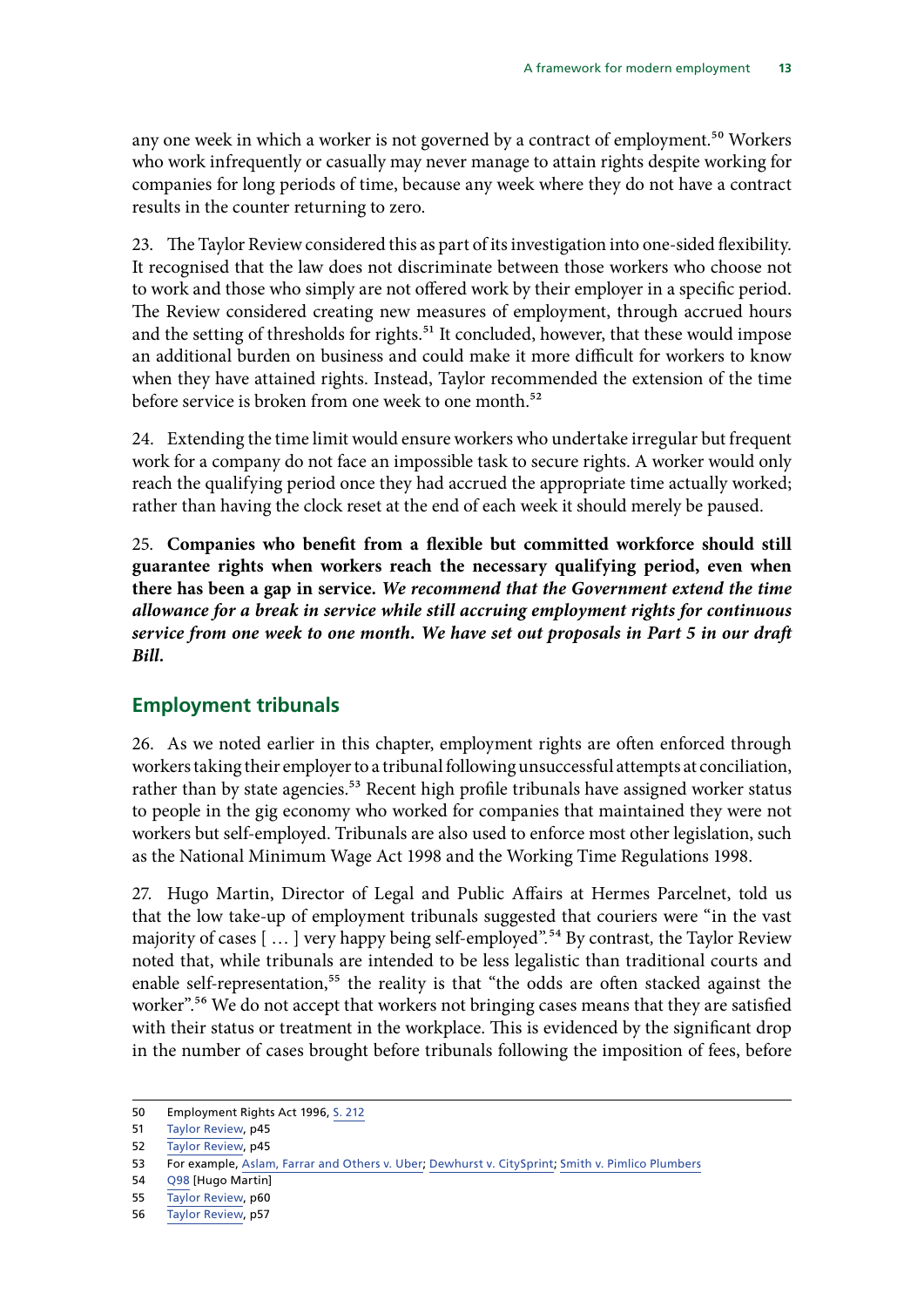any one week in which a worker is not governed by a contract of employment.[50] Workers who work infrequently or casually may never manage to attain rights despite working for companies for long periods of time, because any week where they do not have a contract results in the counter returning to zero.

23. The Taylor Review considered this as part of its investigation into one-sided flexibility. It recognised that the law does not discriminate between those workers who choose not to work and those who simply are not offered work by their employer in a specific period. The Review considered creating new measures of employment, through accrued hours and the setting of thresholds for rights.[51] It concluded, however, that these would impose an additional burden on business and could make it more difficult for workers to know when they have attained rights. Instead, Taylor recommended the extension of the time before service is broken from one week to one month.[52]

24. Extending the time limit would ensure workers who undertake irregular but frequent work for a company do not face an impossible task to secure rights. A worker would only reach the qualifying period once they had accrued the appropriate time actually worked; rather than having the clock reset at the end of each week it should merely be paused.

25. **Companies who benefit from a flexible but committed workforce should still guarantee rights when workers reach the necessary qualifying period, even when there has been a gap in service.** ***We recommend that the Government extend the time allowance for a break in service while still accruing employment rights for continuous service from one week to one month. We have set out proposals in Part 5 in our draft Bill.***

## Employment tribunals

26. As we noted earlier in this chapter, employment rights are often enforced through workers taking their employer to a tribunal following unsuccessful attempts at conciliation, rather than by state agencies.[53] Recent high profile tribunals have assigned worker status to people in the gig economy who worked for companies that maintained they were not workers but self-employed. Tribunals are also used to enforce most other legislation, such as the National Minimum Wage Act 1998 and the Working Time Regulations 1998.

27. Hugo Martin, Director of Legal and Public Affairs at Hermes Parcelnet, told us that the low take-up of employment tribunals suggested that couriers were "in the vast majority of cases [ … ] very happy being self-employed".[54] By contrast, the Taylor Review noted that, while tribunals are intended to be less legalistic than traditional courts and enable self-representation,[55] the reality is that "the odds are often stacked against the worker".[56] We do not accept that workers not bringing cases means that they are satisfied with their status or treatment in the workplace. This is evidenced by the significant drop in the number of cases brought before tribunals following the imposition of fees, before

---

50 Employment Rights Act 1996, S. 212

51 Taylor Review, p45

52 Taylor Review, p45

53 For example, Aslam, Farrar and Others v. Uber; Dewhurst v. CitySprint; Smith v. Pimlico Plumbers

54 Q98 [Hugo Martin]

55 Taylor Review, p60

56 Taylor Review, p57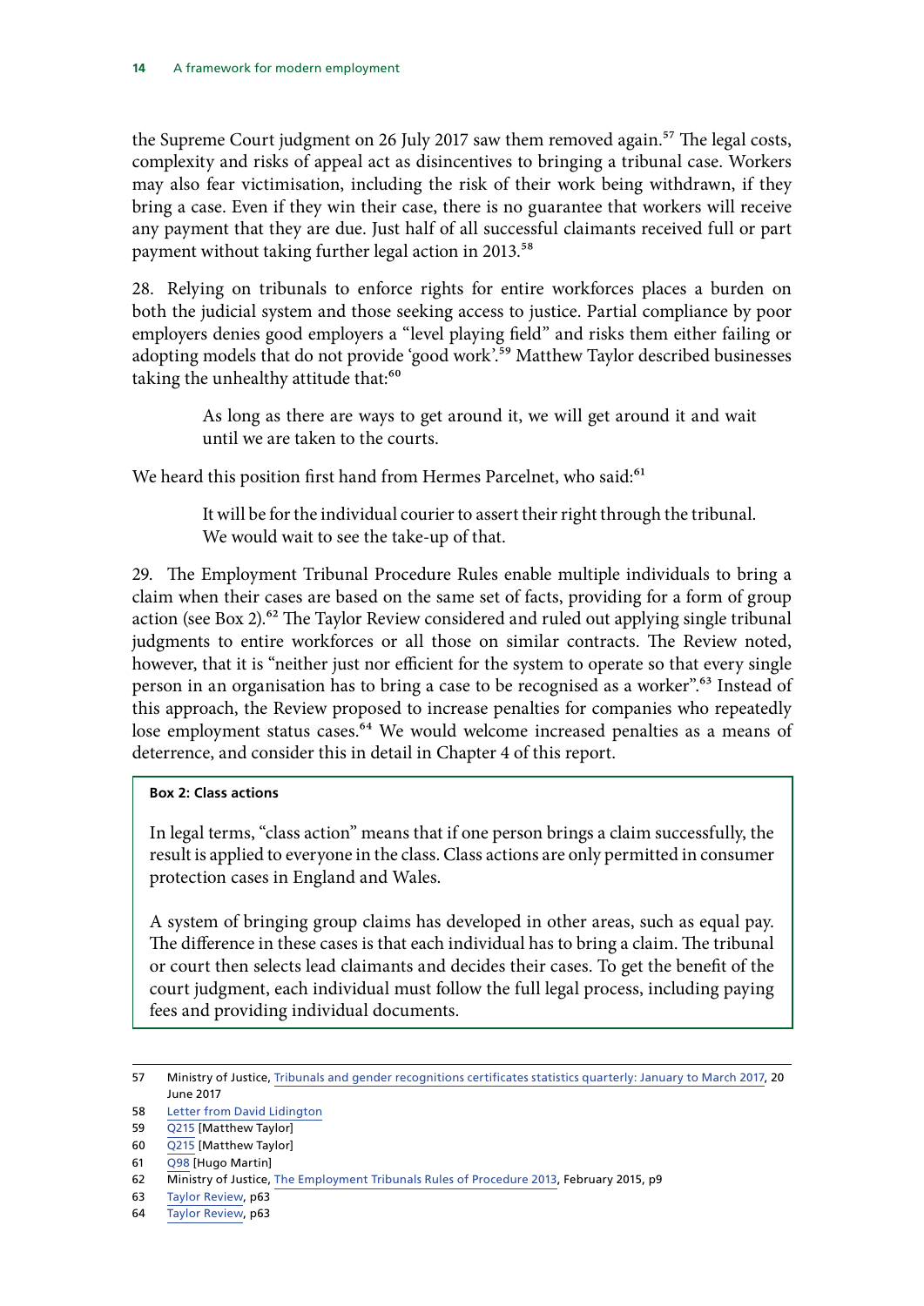the Supreme Court judgment on 26 July 2017 saw them removed again.[57] The legal costs, complexity and risks of appeal act as disincentives to bringing a tribunal case. Workers may also fear victimisation, including the risk of their work being withdrawn, if they bring a case. Even if they win their case, there is no guarantee that workers will receive any payment that they are due. Just half of all successful claimants received full or part payment without taking further legal action in 2013.[58]

28. Relying on tribunals to enforce rights for entire workforces places a burden on both the judicial system and those seeking access to justice. Partial compliance by poor employers denies good employers a "level playing field" and risks them either failing or adopting models that do not provide 'good work'.[59] Matthew Taylor described businesses taking the unhealthy attitude that:[60]

> As long as there are ways to get around it, we will get around it and wait until we are taken to the courts.

We heard this position first hand from Hermes Parcelnet, who said:[61]

> It will be for the individual courier to assert their right through the tribunal. We would wait to see the take-up of that.

29. The Employment Tribunal Procedure Rules enable multiple individuals to bring a claim when their cases are based on the same set of facts, providing for a form of group action (see Box 2).[62] The Taylor Review considered and ruled out applying single tribunal judgments to entire workforces or all those on similar contracts. The Review noted, however, that it is "neither just nor efficient for the system to operate so that every single person in an organisation has to bring a case to be recognised as a worker".[63] Instead of this approach, the Review proposed to increase penalties for companies who repeatedly lose employment status cases.[64] We would welcome increased penalties as a means of deterrence, and consider this in detail in Chapter 4 of this report.

**Box 2: Class actions**

In legal terms, "class action" means that if one person brings a claim successfully, the result is applied to everyone in the class. Class actions are only permitted in consumer protection cases in England and Wales.

A system of bringing group claims has developed in other areas, such as equal pay. The difference in these cases is that each individual has to bring a claim. The tribunal or court then selects lead claimants and decides their cases. To get the benefit of the court judgment, each individual must follow the full legal process, including paying fees and providing individual documents.

---

57 Ministry of Justice, Tribunals and gender recognitions certificates statistics quarterly: January to March 2017, 20 June 2017

58 Letter from David Lidington

59 Q215 [Matthew Taylor]

60 Q215 [Matthew Taylor]

61 Q98 [Hugo Martin]

62 Ministry of Justice, The Employment Tribunals Rules of Procedure 2013, February 2015, p9

63 Taylor Review, p63

64 Taylor Review, p63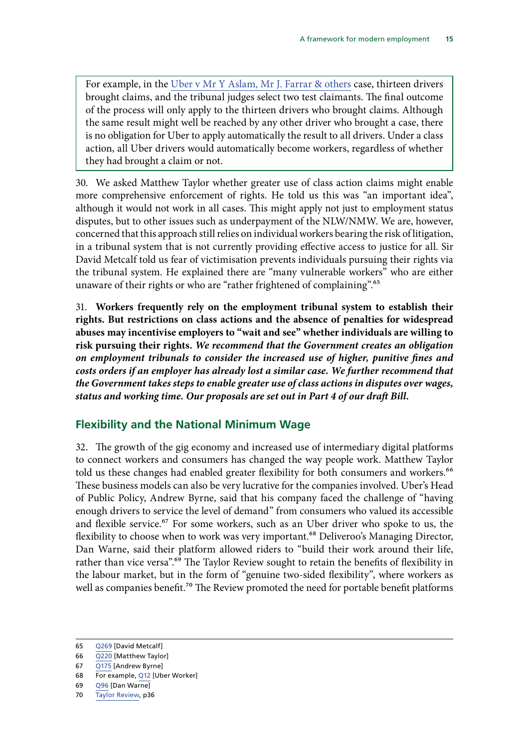For example, in the Uber v Mr Y Aslam, Mr J. Farrar & others case, thirteen drivers brought claims, and the tribunal judges select two test claimants. The final outcome of the process will only apply to the thirteen drivers who brought claims. Although the same result might well be reached by any other driver who brought a case, there is no obligation for Uber to apply automatically the result to all drivers. Under a class action, all Uber drivers would automatically become workers, regardless of whether they had brought a claim or not.

30. We asked Matthew Taylor whether greater use of class action claims might enable more comprehensive enforcement of rights. He told us this was "an important idea", although it would not work in all cases. This might apply not just to employment status disputes, but to other issues such as underpayment of the NLW/NMW. We are, however, concerned that this approach still relies on individual workers bearing the risk of litigation, in a tribunal system that is not currently providing effective access to justice for all. Sir David Metcalf told us fear of victimisation prevents individuals pursuing their rights via the tribunal system. He explained there are "many vulnerable workers" who are either unaware of their rights or who are "rather frightened of complaining".[65]

31. **Workers frequently rely on the employment tribunal system to establish their rights. But restrictions on class actions and the absence of penalties for widespread abuses may incentivise employers to "wait and see" whether individuals are willing to risk pursuing their rights.** ***We recommend that the Government creates an obligation on employment tribunals to consider the increased use of higher, punitive fines and costs orders if an employer has already lost a similar case. We further recommend that the Government takes steps to enable greater use of class actions in disputes over wages, status and working time. Our proposals are set out in Part 4 of our draft Bill.***

## Flexibility and the National Minimum Wage

32. The growth of the gig economy and increased use of intermediary digital platforms to connect workers and consumers has changed the way people work. Matthew Taylor told us these changes had enabled greater flexibility for both consumers and workers.[66] These business models can also be very lucrative for the companies involved. Uber's Head of Public Policy, Andrew Byrne, said that his company faced the challenge of "having enough drivers to service the level of demand" from consumers who valued its accessible and flexible service.[67] For some workers, such as an Uber driver who spoke to us, the flexibility to choose when to work was very important.[68] Deliveroo's Managing Director, Dan Warne, said their platform allowed riders to "build their work around their life, rather than vice versa".[69] The Taylor Review sought to retain the benefits of flexibility in the labour market, but in the form of "genuine two-sided flexibility", where workers as well as companies benefit.[70] The Review promoted the need for portable benefit platforms

65 Q269 [David Metcalf]
66 Q220 [Matthew Taylor]
67 Q175 [Andrew Byrne]
68 For example, Q12 [Uber Worker]
69 Q96 [Dan Warne]
70 Taylor Review, p36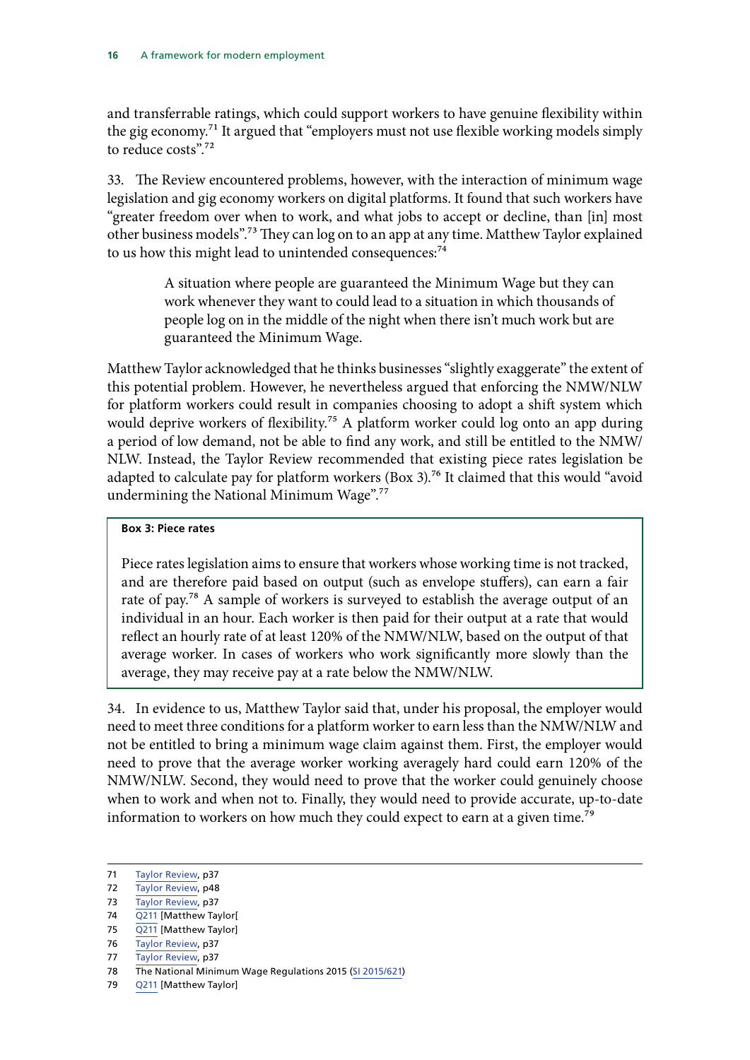and transferrable ratings, which could support workers to have genuine flexibility within the gig economy.[71] It argued that "employers must not use flexible working models simply to reduce costs".[72]

33. The Review encountered problems, however, with the interaction of minimum wage legislation and gig economy workers on digital platforms. It found that such workers have "greater freedom over when to work, and what jobs to accept or decline, than [in] most other business models".[73] They can log on to an app at any time. Matthew Taylor explained to us how this might lead to unintended consequences:[74]

> A situation where people are guaranteed the Minimum Wage but they can work whenever they want to could lead to a situation in which thousands of people log on in the middle of the night when there isn't much work but are guaranteed the Minimum Wage.

Matthew Taylor acknowledged that he thinks businesses "slightly exaggerate" the extent of this potential problem. However, he nevertheless argued that enforcing the NMW/NLW for platform workers could result in companies choosing to adopt a shift system which would deprive workers of flexibility.[75] A platform worker could log onto an app during a period of low demand, not be able to find any work, and still be entitled to the NMW/NLW. Instead, the Taylor Review recommended that existing piece rates legislation be adapted to calculate pay for platform workers (Box 3).[76] It claimed that this would "avoid undermining the National Minimum Wage".[77]

**Box 3: Piece rates**

Piece rates legislation aims to ensure that workers whose working time is not tracked, and are therefore paid based on output (such as envelope stuffers), can earn a fair rate of pay.[78] A sample of workers is surveyed to establish the average output of an individual in an hour. Each worker is then paid for their output at a rate that would reflect an hourly rate of at least 120% of the NMW/NLW, based on the output of that average worker. In cases of workers who work significantly more slowly than the average, they may receive pay at a rate below the NMW/NLW.

34. In evidence to us, Matthew Taylor said that, under his proposal, the employer would need to meet three conditions for a platform worker to earn less than the NMW/NLW and not be entitled to bring a minimum wage claim against them. First, the employer would need to prove that the average worker working averagely hard could earn 120% of the NMW/NLW. Second, they would need to prove that the worker could genuinely choose when to work and when not to. Finally, they would need to provide accurate, up-to-date information to workers on how much they could expect to earn at a given time.[79]

---

71 Taylor Review, p37
72 Taylor Review, p48
73 Taylor Review, p37
74 Q211 [Matthew Taylor[
75 Q211 [Matthew Taylor]
76 Taylor Review, p37
77 Taylor Review, p37
78 The National Minimum Wage Regulations 2015 (SI 2015/621)
79 Q211 [Matthew Taylor]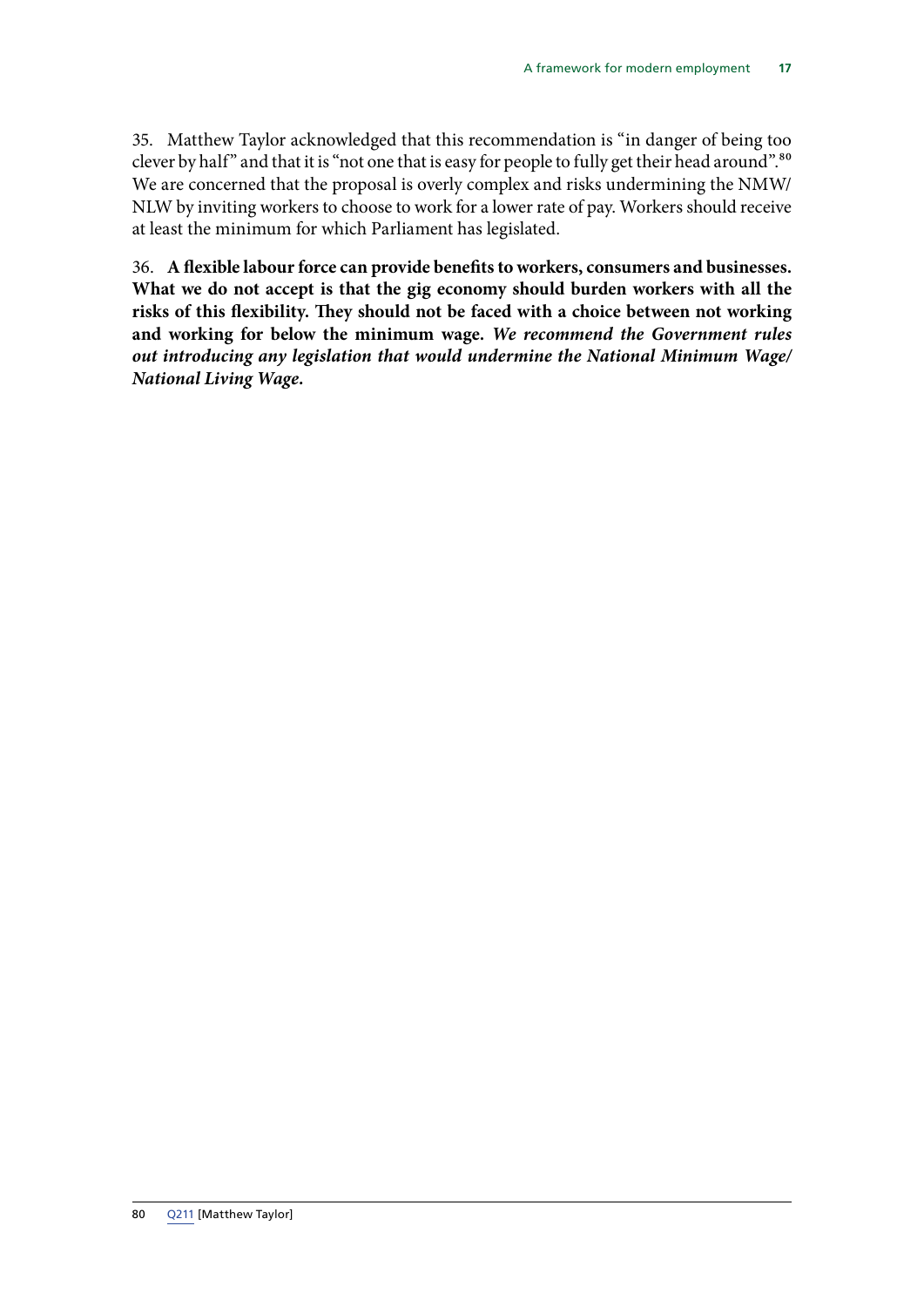35. Matthew Taylor acknowledged that this recommendation is "in danger of being too clever by half" and that it is "not one that is easy for people to fully get their head around".[80] We are concerned that the proposal is overly complex and risks undermining the NMW/NLW by inviting workers to choose to work for a lower rate of pay. Workers should receive at least the minimum for which Parliament has legislated.

36. **A flexible labour force can provide benefits to workers, consumers and businesses. What we do not accept is that the gig economy should burden workers with all the risks of this flexibility. They should not be faced with a choice between not working and working for below the minimum wage. *We recommend the Government rules out introducing any legislation that would undermine the National Minimum Wage/National Living Wage.***

80 Q211 [Matthew Taylor]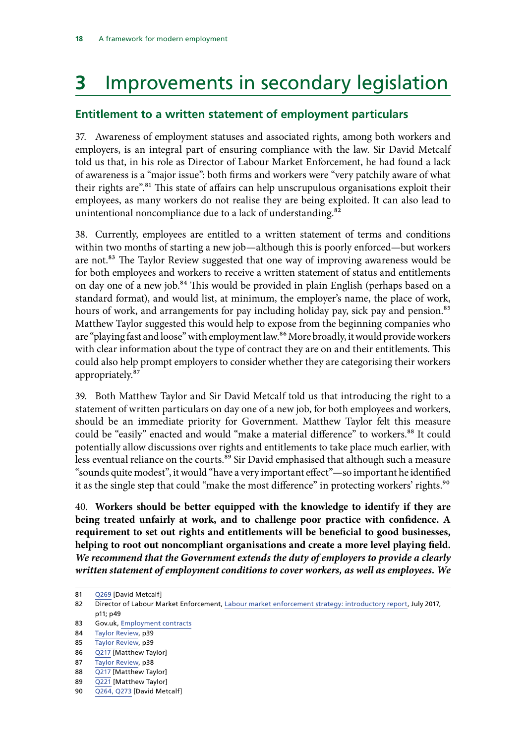# 3 Improvements in secondary legislation

## Entitlement to a written statement of employment particulars

37. Awareness of employment statuses and associated rights, among both workers and employers, is an integral part of ensuring compliance with the law. Sir David Metcalf told us that, in his role as Director of Labour Market Enforcement, he had found a lack of awareness is a "major issue": both firms and workers were "very patchily aware of what their rights are".[81] This state of affairs can help unscrupulous organisations exploit their employees, as many workers do not realise they are being exploited. It can also lead to unintentional noncompliance due to a lack of understanding.[82]

38. Currently, employees are entitled to a written statement of terms and conditions within two months of starting a new job—although this is poorly enforced—but workers are not.[83] The Taylor Review suggested that one way of improving awareness would be for both employees and workers to receive a written statement of status and entitlements on day one of a new job.[84] This would be provided in plain English (perhaps based on a standard format), and would list, at minimum, the employer's name, the place of work, hours of work, and arrangements for pay including holiday pay, sick pay and pension.[85] Matthew Taylor suggested this would help to expose from the beginning companies who are "playing fast and loose" with employment law.[86] More broadly, it would provide workers with clear information about the type of contract they are on and their entitlements. This could also help prompt employers to consider whether they are categorising their workers appropriately.[87]

39. Both Matthew Taylor and Sir David Metcalf told us that introducing the right to a statement of written particulars on day one of a new job, for both employees and workers, should be an immediate priority for Government. Matthew Taylor felt this measure could be "easily" enacted and would "make a material difference" to workers.[88] It could potentially allow discussions over rights and entitlements to take place much earlier, with less eventual reliance on the courts.[89] Sir David emphasised that although such a measure "sounds quite modest", it would "have a very important effect"—so important he identified it as the single step that could "make the most difference" in protecting workers' rights.[90]

40. **Workers should be better equipped with the knowledge to identify if they are being treated unfairly at work, and to challenge poor practice with confidence. A requirement to set out rights and entitlements will be beneficial to good businesses, helping to root out noncompliant organisations and create a more level playing field.** ***We recommend that the Government extends the duty of employers to provide a clearly written statement of employment conditions to cover workers, as well as employees. We***

81 Q269 [David Metcalf]

82 Director of Labour Market Enforcement, Labour market enforcement strategy: introductory report, July 2017, p11; p49

83 Gov.uk, Employment contracts

84 Taylor Review, p39

85 Taylor Review, p39

86 Q217 [Matthew Taylor]

87 Taylor Review, p38

88 Q217 [Matthew Taylor]

89 Q221 [Matthew Taylor]

90 Q264, Q273 [David Metcalf]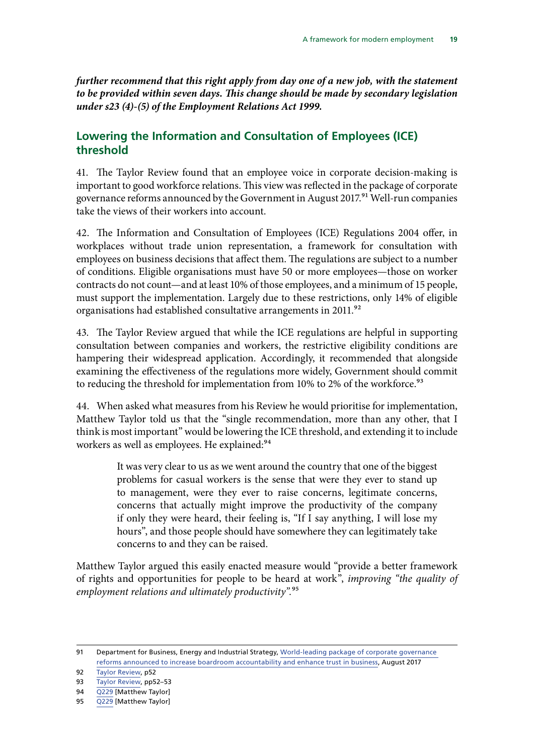*further recommend that this right apply from day one of a new job, with the statement to be provided within seven days. This change should be made by secondary legislation under s23 (4)-(5) of the Employment Relations Act 1999.*

## Lowering the Information and Consultation of Employees (ICE) threshold

41. The Taylor Review found that an employee voice in corporate decision-making is important to good workforce relations. This view was reflected in the package of corporate governance reforms announced by the Government in August 2017.[91] Well-run companies take the views of their workers into account.

42. The Information and Consultation of Employees (ICE) Regulations 2004 offer, in workplaces without trade union representation, a framework for consultation with employees on business decisions that affect them. The regulations are subject to a number of conditions. Eligible organisations must have 50 or more employees—those on worker contracts do not count—and at least 10% of those employees, and a minimum of 15 people, must support the implementation. Largely due to these restrictions, only 14% of eligible organisations had established consultative arrangements in 2011.[92]

43. The Taylor Review argued that while the ICE regulations are helpful in supporting consultation between companies and workers, the restrictive eligibility conditions are hampering their widespread application. Accordingly, it recommended that alongside examining the effectiveness of the regulations more widely, Government should commit to reducing the threshold for implementation from 10% to 2% of the workforce.[93]

44. When asked what measures from his Review he would prioritise for implementation, Matthew Taylor told us that the "single recommendation, more than any other, that I think is most important" would be lowering the ICE threshold, and extending it to include workers as well as employees. He explained:[94]

> It was very clear to us as we went around the country that one of the biggest problems for casual workers is the sense that were they ever to stand up to management, were they ever to raise concerns, legitimate concerns, concerns that actually might improve the productivity of the company if only they were heard, their feeling is, "If I say anything, I will lose my hours", and those people should have somewhere they can legitimately take concerns to and they can be raised.

Matthew Taylor argued this easily enacted measure would "provide a better framework of rights and opportunities for people to be heard at work", *improving "the quality of employment relations and ultimately productivity".*[95]

---

91 Department for Business, Energy and Industrial Strategy, World-leading package of corporate governance reforms announced to increase boardroom accountability and enhance trust in business, August 2017

92 Taylor Review, p52

93 Taylor Review, pp52–53

94 Q229 [Matthew Taylor]

95 Q229 [Matthew Taylor]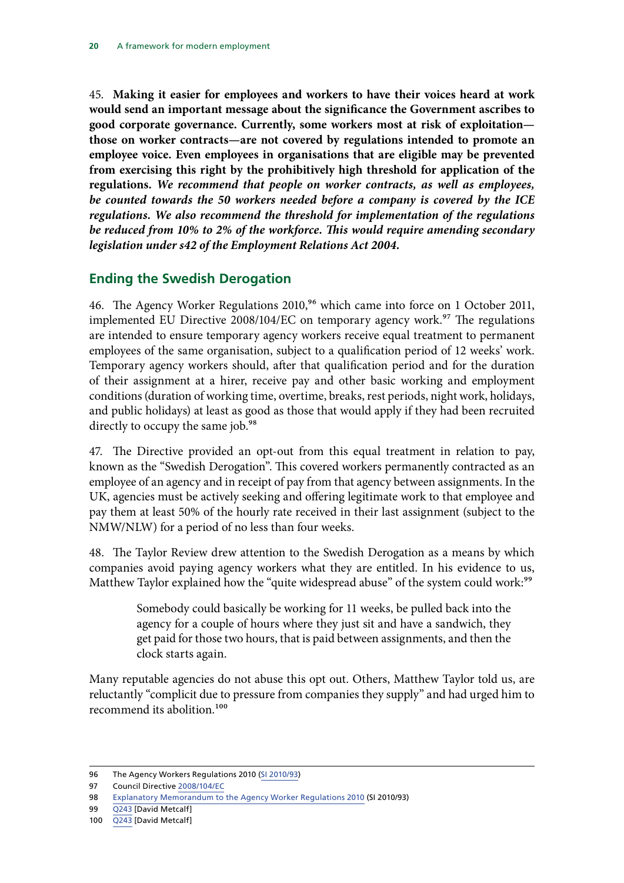45. **Making it easier for employees and workers to have their voices heard at work would send an important message about the significance the Government ascribes to good corporate governance. Currently, some workers most at risk of exploitation—those on worker contracts—are not covered by regulations intended to promote an employee voice. Even employees in organisations that are eligible may be prevented from exercising this right by the prohibitively high threshold for application of the regulations.** ***We recommend that people on worker contracts, as well as employees, be counted towards the 50 workers needed before a company is covered by the ICE regulations. We also recommend the threshold for implementation of the regulations be reduced from 10% to 2% of the workforce. This would require amending secondary legislation under s42 of the Employment Relations Act 2004.***

## Ending the Swedish Derogation

46. The Agency Worker Regulations 2010,[96] which came into force on 1 October 2011, implemented EU Directive 2008/104/EC on temporary agency work.[97] The regulations are intended to ensure temporary agency workers receive equal treatment to permanent employees of the same organisation, subject to a qualification period of 12 weeks' work. Temporary agency workers should, after that qualification period and for the duration of their assignment at a hirer, receive pay and other basic working and employment conditions (duration of working time, overtime, breaks, rest periods, night work, holidays, and public holidays) at least as good as those that would apply if they had been recruited directly to occupy the same job.[98]

47. The Directive provided an opt-out from this equal treatment in relation to pay, known as the "Swedish Derogation". This covered workers permanently contracted as an employee of an agency and in receipt of pay from that agency between assignments. In the UK, agencies must be actively seeking and offering legitimate work to that employee and pay them at least 50% of the hourly rate received in their last assignment (subject to the NMW/NLW) for a period of no less than four weeks.

48. The Taylor Review drew attention to the Swedish Derogation as a means by which companies avoid paying agency workers what they are entitled. In his evidence to us, Matthew Taylor explained how the "quite widespread abuse" of the system could work:[99]

> Somebody could basically be working for 11 weeks, be pulled back into the agency for a couple of hours where they just sit and have a sandwich, they get paid for those two hours, that is paid between assignments, and then the clock starts again.

Many reputable agencies do not abuse this opt out. Others, Matthew Taylor told us, are reluctantly "complicit due to pressure from companies they supply" and had urged him to recommend its abolition.[100]

---

96 The Agency Workers Regulations 2010 (SI 2010/93)

97 Council Directive 2008/104/EC

98 Explanatory Memorandum to the Agency Worker Regulations 2010 (SI 2010/93)

99 Q243 [David Metcalf]

100 Q243 [David Metcalf]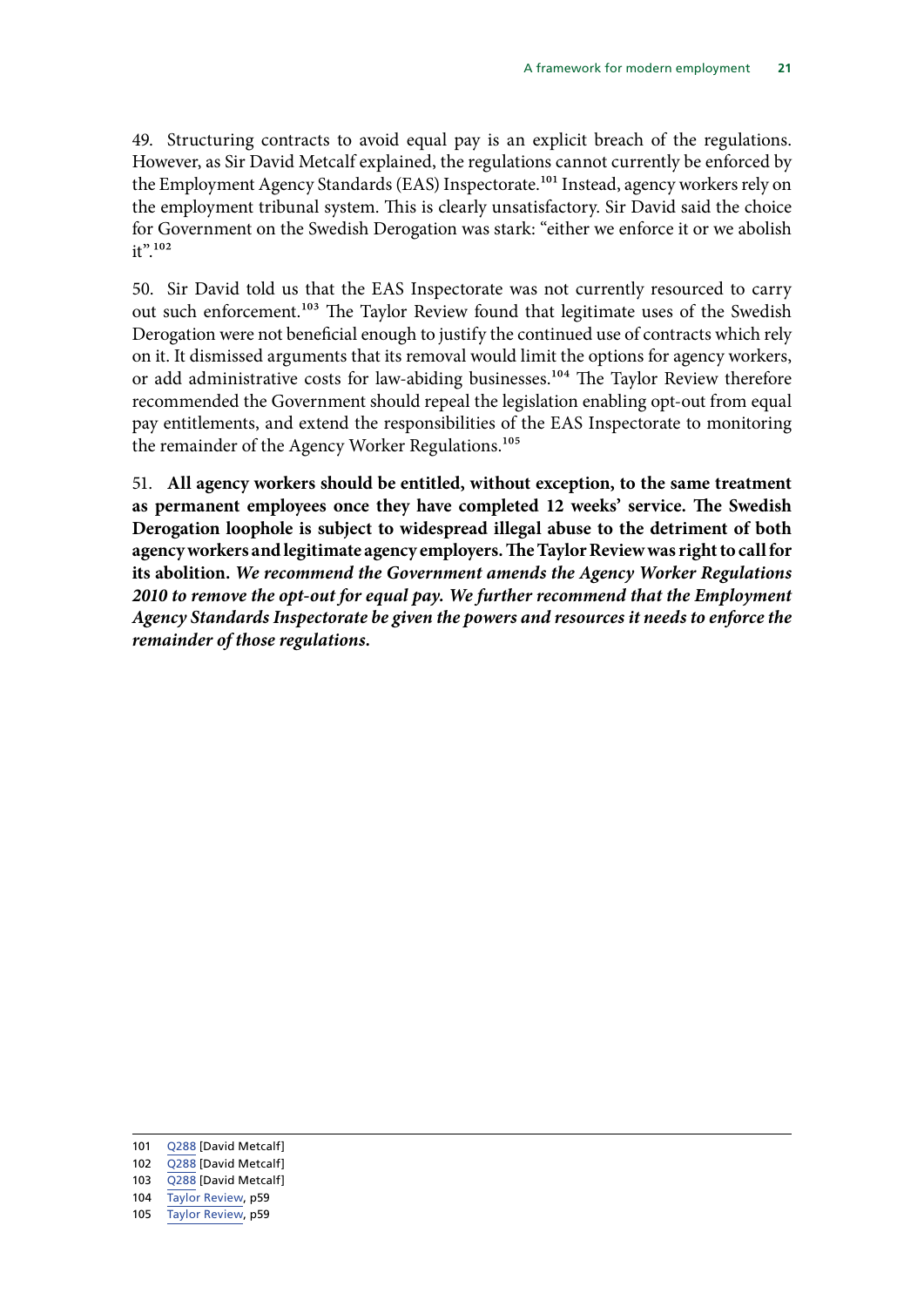49. Structuring contracts to avoid equal pay is an explicit breach of the regulations. However, as Sir David Metcalf explained, the regulations cannot currently be enforced by the Employment Agency Standards (EAS) Inspectorate.[101] Instead, agency workers rely on the employment tribunal system. This is clearly unsatisfactory. Sir David said the choice for Government on the Swedish Derogation was stark: "either we enforce it or we abolish it".[102]

50. Sir David told us that the EAS Inspectorate was not currently resourced to carry out such enforcement.[103] The Taylor Review found that legitimate uses of the Swedish Derogation were not beneficial enough to justify the continued use of contracts which rely on it. It dismissed arguments that its removal would limit the options for agency workers, or add administrative costs for law-abiding businesses.[104] The Taylor Review therefore recommended the Government should repeal the legislation enabling opt-out from equal pay entitlements, and extend the responsibilities of the EAS Inspectorate to monitoring the remainder of the Agency Worker Regulations.[105]

51. **All agency workers should be entitled, without exception, to the same treatment as permanent employees once they have completed 12 weeks' service. The Swedish Derogation loophole is subject to widespread illegal abuse to the detriment of both agency workers and legitimate agency employers. The Taylor Review was right to call for its abolition.** ***We recommend the Government amends the Agency Worker Regulations 2010 to remove the opt-out for equal pay. We further recommend that the Employment Agency Standards Inspectorate be given the powers and resources it needs to enforce the remainder of those regulations.***

---

101 Q288 [David Metcalf]

102 Q288 [David Metcalf]

103 Q288 [David Metcalf]

104 Taylor Review, p59

105 Taylor Review, p59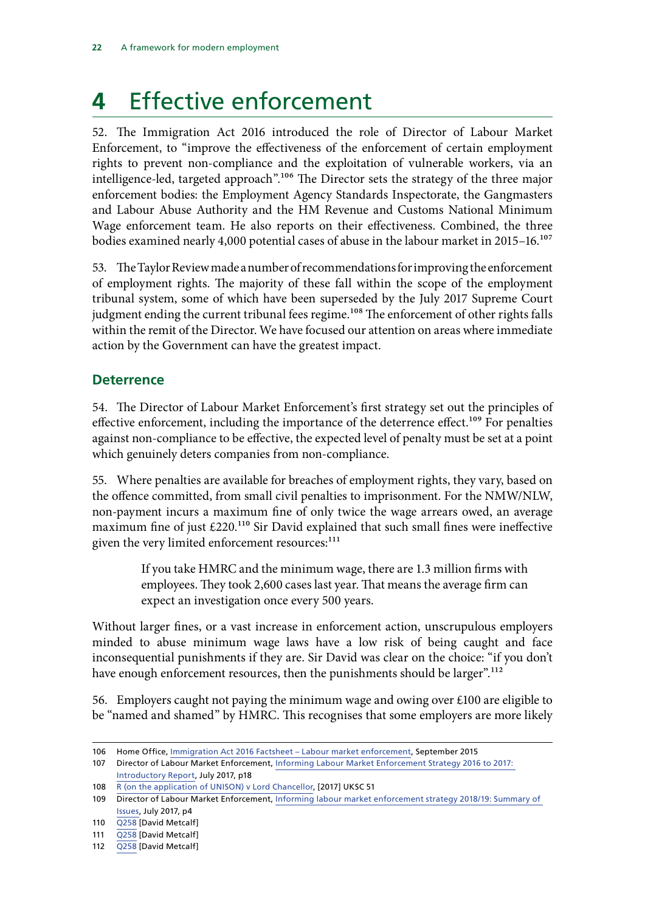# 4 Effective enforcement

52. The Immigration Act 2016 introduced the role of Director of Labour Market Enforcement, to "improve the effectiveness of the enforcement of certain employment rights to prevent non-compliance and the exploitation of vulnerable workers, via an intelligence-led, targeted approach".[106] The Director sets the strategy of the three major enforcement bodies: the Employment Agency Standards Inspectorate, the Gangmasters and Labour Abuse Authority and the HM Revenue and Customs National Minimum Wage enforcement team. He also reports on their effectiveness. Combined, the three bodies examined nearly 4,000 potential cases of abuse in the labour market in 2015–16.[107]

53. The Taylor Review made a number of recommendations for improving the enforcement of employment rights. The majority of these fall within the scope of the employment tribunal system, some of which have been superseded by the July 2017 Supreme Court judgment ending the current tribunal fees regime.[108] The enforcement of other rights falls within the remit of the Director. We have focused our attention on areas where immediate action by the Government can have the greatest impact.

## Deterrence

54. The Director of Labour Market Enforcement's first strategy set out the principles of effective enforcement, including the importance of the deterrence effect.[109] For penalties against non-compliance to be effective, the expected level of penalty must be set at a point which genuinely deters companies from non-compliance.

55. Where penalties are available for breaches of employment rights, they vary, based on the offence committed, from small civil penalties to imprisonment. For the NMW/NLW, non-payment incurs a maximum fine of only twice the wage arrears owed, an average maximum fine of just £220.[110] Sir David explained that such small fines were ineffective given the very limited enforcement resources:[111]

> If you take HMRC and the minimum wage, there are 1.3 million firms with employees. They took 2,600 cases last year. That means the average firm can expect an investigation once every 500 years.

Without larger fines, or a vast increase in enforcement action, unscrupulous employers minded to abuse minimum wage laws have a low risk of being caught and face inconsequential punishments if they are. Sir David was clear on the choice: "if you don't have enough enforcement resources, then the punishments should be larger".[112]

56. Employers caught not paying the minimum wage and owing over £100 are eligible to be "named and shamed" by HMRC. This recognises that some employers are more likely

---

106 Home Office, Immigration Act 2016 Factsheet – Labour market enforcement, September 2015

107 Director of Labour Market Enforcement, Informing Labour Market Enforcement Strategy 2016 to 2017: Introductory Report, July 2017, p18

108 R (on the application of UNISON) v Lord Chancellor, [2017] UKSC 51

109 Director of Labour Market Enforcement, Informing labour market enforcement strategy 2018/19: Summary of Issues, July 2017, p4

110 Q258 [David Metcalf]

111 Q258 [David Metcalf]

112 Q258 [David Metcalf]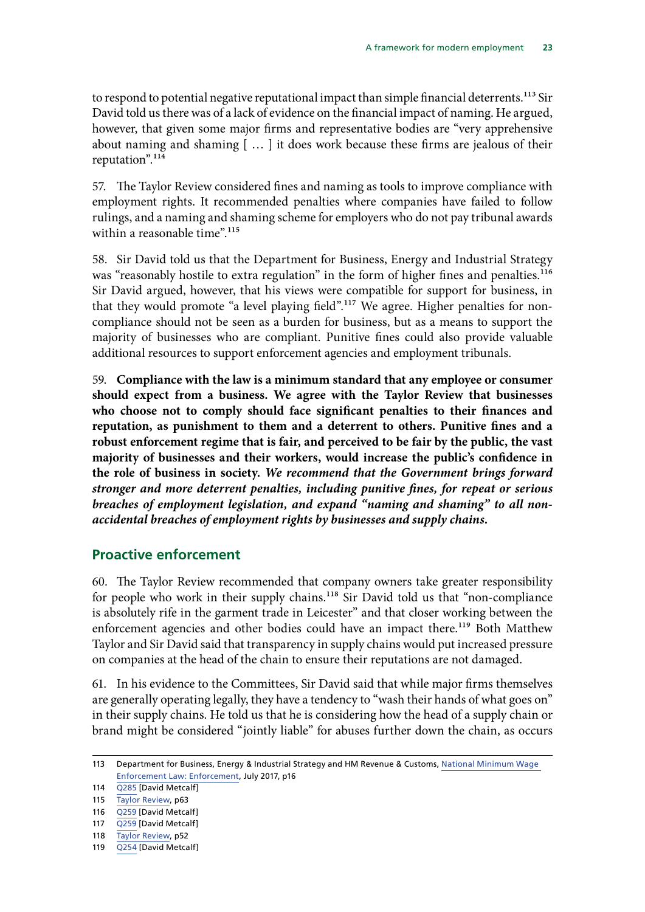to respond to potential negative reputational impact than simple financial deterrents.[113] Sir David told us there was of a lack of evidence on the financial impact of naming. He argued, however, that given some major firms and representative bodies are "very apprehensive about naming and shaming [ … ] it does work because these firms are jealous of their reputation".[114]

57. The Taylor Review considered fines and naming as tools to improve compliance with employment rights. It recommended penalties where companies have failed to follow rulings, and a naming and shaming scheme for employers who do not pay tribunal awards within a reasonable time".[115]

58. Sir David told us that the Department for Business, Energy and Industrial Strategy was "reasonably hostile to extra regulation" in the form of higher fines and penalties.[116] Sir David argued, however, that his views were compatible for support for business, in that they would promote "a level playing field".[117] We agree. Higher penalties for non-compliance should not be seen as a burden for business, but as a means to support the majority of businesses who are compliant. Punitive fines could also provide valuable additional resources to support enforcement agencies and employment tribunals.

59. **Compliance with the law is a minimum standard that any employee or consumer should expect from a business. We agree with the Taylor Review that businesses who choose not to comply should face significant penalties to their finances and reputation, as punishment to them and a deterrent to others. Punitive fines and a robust enforcement regime that is fair, and perceived to be fair by the public, the vast majority of businesses and their workers, would increase the public's confidence in the role of business in society.** ***We recommend that the Government brings forward stronger and more deterrent penalties, including punitive fines, for repeat or serious breaches of employment legislation, and expand "naming and shaming" to all non-accidental breaches of employment rights by businesses and supply chains.***

## Proactive enforcement

60. The Taylor Review recommended that company owners take greater responsibility for people who work in their supply chains.[118] Sir David told us that "non-compliance is absolutely rife in the garment trade in Leicester" and that closer working between the enforcement agencies and other bodies could have an impact there.[119] Both Matthew Taylor and Sir David said that transparency in supply chains would put increased pressure on companies at the head of the chain to ensure their reputations are not damaged.

61. In his evidence to the Committees, Sir David said that while major firms themselves are generally operating legally, they have a tendency to "wash their hands of what goes on" in their supply chains. He told us that he is considering how the head of a supply chain or brand might be considered "jointly liable" for abuses further down the chain, as occurs

113 Department for Business, Energy & Industrial Strategy and HM Revenue & Customs, National Minimum Wage Enforcement Law: Enforcement, July 2017, p16

114 Q285 [David Metcalf]

115 Taylor Review, p63

116 Q259 [David Metcalf]

117 Q259 [David Metcalf]

118 Taylor Review, p52

119 Q254 [David Metcalf]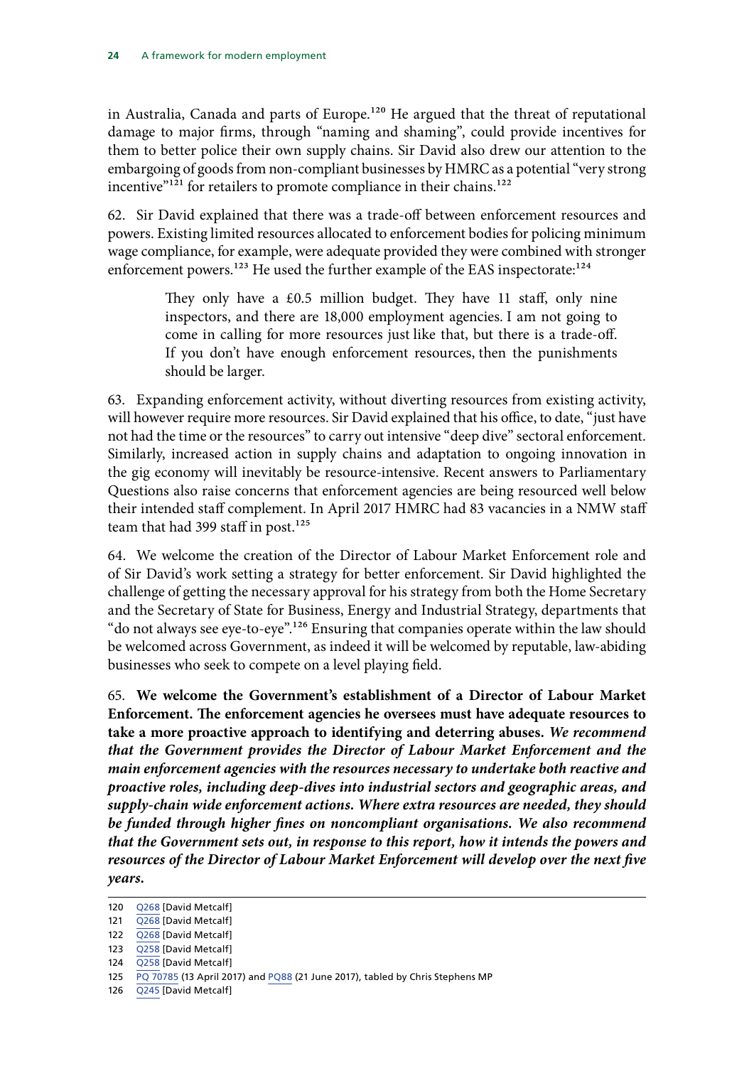in Australia, Canada and parts of Europe.[120] He argued that the threat of reputational damage to major firms, through "naming and shaming", could provide incentives for them to better police their own supply chains. Sir David also drew our attention to the embargoing of goods from non-compliant businesses by HMRC as a potential "very strong incentive"[121] for retailers to promote compliance in their chains.[122]

62. Sir David explained that there was a trade-off between enforcement resources and powers. Existing limited resources allocated to enforcement bodies for policing minimum wage compliance, for example, were adequate provided they were combined with stronger enforcement powers.[123] He used the further example of the EAS inspectorate:[124]

> They only have a £0.5 million budget. They have 11 staff, only nine inspectors, and there are 18,000 employment agencies. I am not going to come in calling for more resources just like that, but there is a trade-off. If you don't have enough enforcement resources, then the punishments should be larger.

63. Expanding enforcement activity, without diverting resources from existing activity, will however require more resources. Sir David explained that his office, to date, "just have not had the time or the resources" to carry out intensive "deep dive" sectoral enforcement. Similarly, increased action in supply chains and adaptation to ongoing innovation in the gig economy will inevitably be resource-intensive. Recent answers to Parliamentary Questions also raise concerns that enforcement agencies are being resourced well below their intended staff complement. In April 2017 HMRC had 83 vacancies in a NMW staff team that had 399 staff in post.[125]

64. We welcome the creation of the Director of Labour Market Enforcement role and of Sir David's work setting a strategy for better enforcement. Sir David highlighted the challenge of getting the necessary approval for his strategy from both the Home Secretary and the Secretary of State for Business, Energy and Industrial Strategy, departments that "do not always see eye-to-eye".[126] Ensuring that companies operate within the law should be welcomed across Government, as indeed it will be welcomed by reputable, law-abiding businesses who seek to compete on a level playing field.

65. **We welcome the Government's establishment of a Director of Labour Market Enforcement. The enforcement agencies he oversees must have adequate resources to take a more proactive approach to identifying and deterring abuses.** ***We recommend that the Government provides the Director of Labour Market Enforcement and the main enforcement agencies with the resources necessary to undertake both reactive and proactive roles, including deep-dives into industrial sectors and geographic areas, and supply-chain wide enforcement actions. Where extra resources are needed, they should be funded through higher fines on noncompliant organisations. We also recommend that the Government sets out, in response to this report, how it intends the powers and resources of the Director of Labour Market Enforcement will develop over the next five years.***

---

120 Q268 [David Metcalf]
121 Q268 [David Metcalf]
122 Q268 [David Metcalf]
123 Q258 [David Metcalf]
124 Q258 [David Metcalf]
125 PQ 70785 (13 April 2017) and PQ88 (21 June 2017), tabled by Chris Stephens MP
126 Q245 [David Metcalf]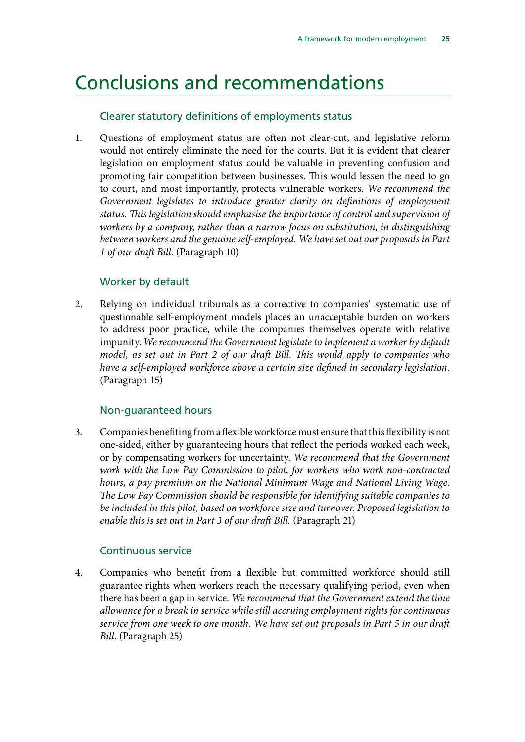# Conclusions and recommendations

### Clearer statutory definitions of employments status

1. Questions of employment status are often not clear-cut, and legislative reform would not entirely eliminate the need for the courts. But it is evident that clearer legislation on employment status could be valuable in preventing confusion and promoting fair competition between businesses. This would lessen the need to go to court, and most importantly, protects vulnerable workers. *We recommend the Government legislates to introduce greater clarity on definitions of employment status. This legislation should emphasise the importance of control and supervision of workers by a company, rather than a narrow focus on substitution, in distinguishing between workers and the genuine self-employed. We have set out our proposals in Part 1 of our draft Bill.* (Paragraph 10)

### Worker by default

2. Relying on individual tribunals as a corrective to companies' systematic use of questionable self-employment models places an unacceptable burden on workers to address poor practice, while the companies themselves operate with relative impunity. *We recommend the Government legislate to implement a worker by default model, as set out in Part 2 of our draft Bill. This would apply to companies who have a self-employed workforce above a certain size defined in secondary legislation.* (Paragraph 15)

### Non-guaranteed hours

3. Companies benefiting from a flexible workforce must ensure that this flexibility is not one-sided, either by guaranteeing hours that reflect the periods worked each week, or by compensating workers for uncertainty. *We recommend that the Government work with the Low Pay Commission to pilot, for workers who work non-contracted hours, a pay premium on the National Minimum Wage and National Living Wage. The Low Pay Commission should be responsible for identifying suitable companies to be included in this pilot, based on workforce size and turnover. Proposed legislation to enable this is set out in Part 3 of our draft Bill.* (Paragraph 21)

### Continuous service

4. Companies who benefit from a flexible but committed workforce should still guarantee rights when workers reach the necessary qualifying period, even when there has been a gap in service. *We recommend that the Government extend the time allowance for a break in service while still accruing employment rights for continuous service from one week to one month. We have set out proposals in Part 5 in our draft Bill.* (Paragraph 25)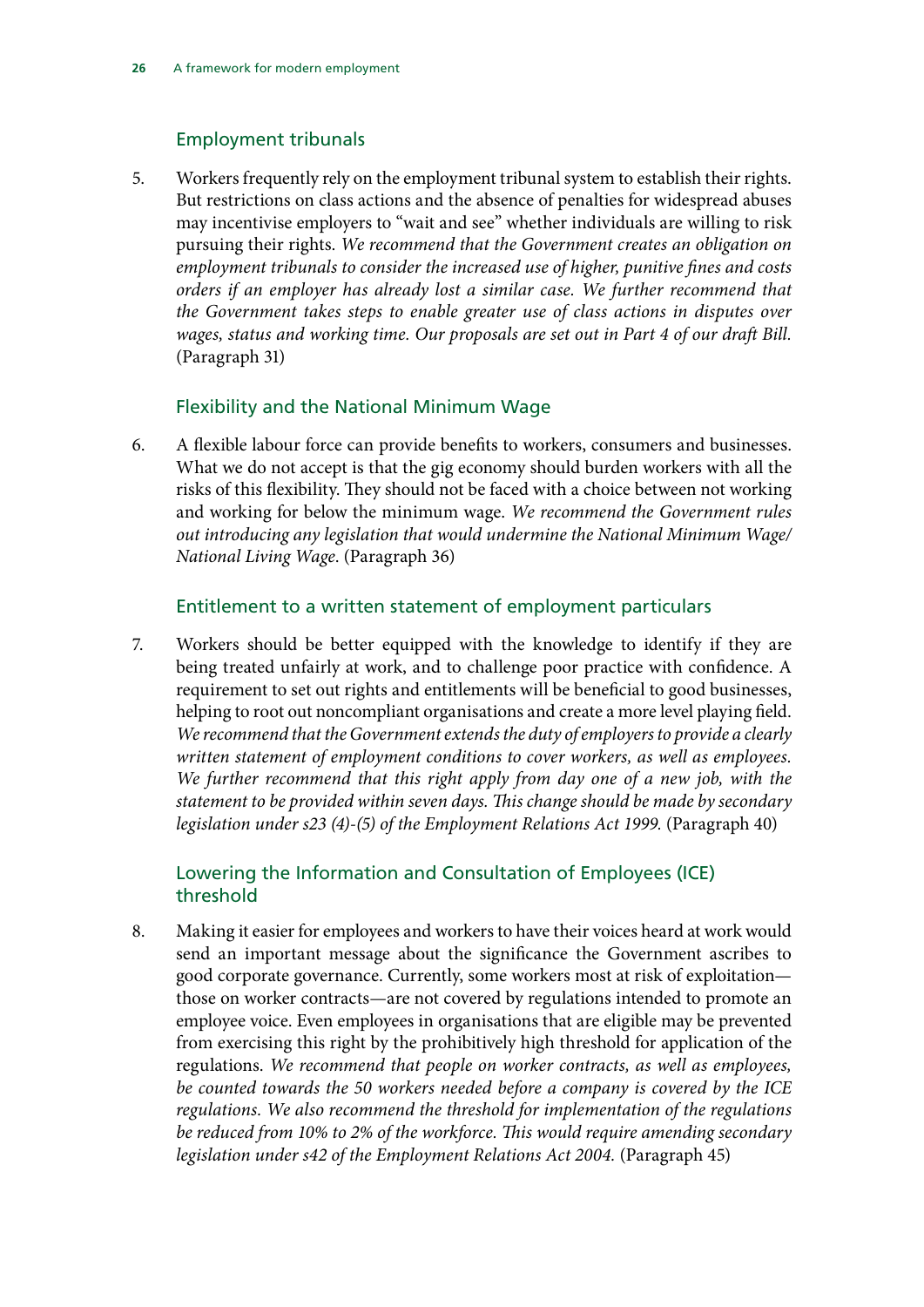### Employment tribunals

5. Workers frequently rely on the employment tribunal system to establish their rights. But restrictions on class actions and the absence of penalties for widespread abuses may incentivise employers to "wait and see" whether individuals are willing to risk pursuing their rights. *We recommend that the Government creates an obligation on employment tribunals to consider the increased use of higher, punitive fines and costs orders if an employer has already lost a similar case. We further recommend that the Government takes steps to enable greater use of class actions in disputes over wages, status and working time. Our proposals are set out in Part 4 of our draft Bill.* (Paragraph 31)

### Flexibility and the National Minimum Wage

6. A flexible labour force can provide benefits to workers, consumers and businesses. What we do not accept is that the gig economy should burden workers with all the risks of this flexibility. They should not be faced with a choice between not working and working for below the minimum wage. *We recommend the Government rules out introducing any legislation that would undermine the National Minimum Wage/National Living Wage.* (Paragraph 36)

### Entitlement to a written statement of employment particulars

7. Workers should be better equipped with the knowledge to identify if they are being treated unfairly at work, and to challenge poor practice with confidence. A requirement to set out rights and entitlements will be beneficial to good businesses, helping to root out noncompliant organisations and create a more level playing field. *We recommend that the Government extends the duty of employers to provide a clearly written statement of employment conditions to cover workers, as well as employees. We further recommend that this right apply from day one of a new job, with the statement to be provided within seven days. This change should be made by secondary legislation under s23 (4)-(5) of the Employment Relations Act 1999.* (Paragraph 40)

### Lowering the Information and Consultation of Employees (ICE) threshold

8. Making it easier for employees and workers to have their voices heard at work would send an important message about the significance the Government ascribes to good corporate governance. Currently, some workers most at risk of exploitation—those on worker contracts—are not covered by regulations intended to promote an employee voice. Even employees in organisations that are eligible may be prevented from exercising this right by the prohibitively high threshold for application of the regulations. *We recommend that people on worker contracts, as well as employees, be counted towards the 50 workers needed before a company is covered by the ICE regulations. We also recommend the threshold for implementation of the regulations be reduced from 10% to 2% of the workforce. This would require amending secondary legislation under s42 of the Employment Relations Act 2004.* (Paragraph 45)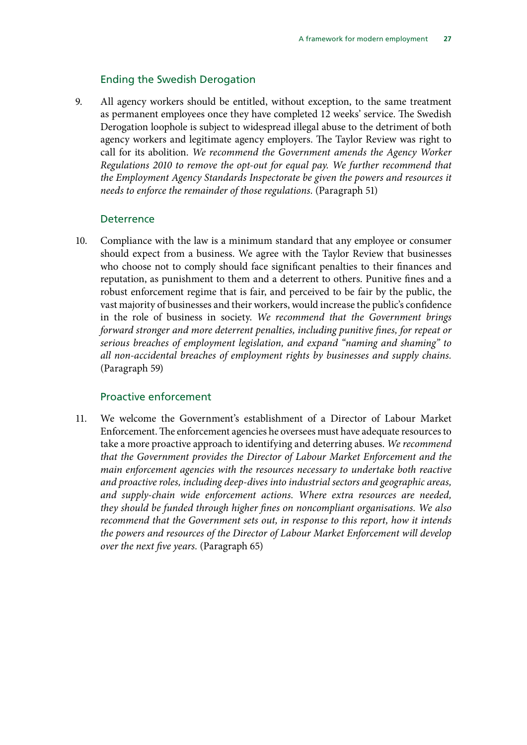### Ending the Swedish Derogation

9. All agency workers should be entitled, without exception, to the same treatment as permanent employees once they have completed 12 weeks' service. The Swedish Derogation loophole is subject to widespread illegal abuse to the detriment of both agency workers and legitimate agency employers. The Taylor Review was right to call for its abolition. *We recommend the Government amends the Agency Worker Regulations 2010 to remove the opt-out for equal pay. We further recommend that the Employment Agency Standards Inspectorate be given the powers and resources it needs to enforce the remainder of those regulations.* (Paragraph 51)

### Deterrence

10. Compliance with the law is a minimum standard that any employee or consumer should expect from a business. We agree with the Taylor Review that businesses who choose not to comply should face significant penalties to their finances and reputation, as punishment to them and a deterrent to others. Punitive fines and a robust enforcement regime that is fair, and perceived to be fair by the public, the vast majority of businesses and their workers, would increase the public's confidence in the role of business in society. *We recommend that the Government brings forward stronger and more deterrent penalties, including punitive fines, for repeat or serious breaches of employment legislation, and expand "naming and shaming" to all non-accidental breaches of employment rights by businesses and supply chains.* (Paragraph 59)

### Proactive enforcement

11. We welcome the Government's establishment of a Director of Labour Market Enforcement. The enforcement agencies he oversees must have adequate resources to take a more proactive approach to identifying and deterring abuses. *We recommend that the Government provides the Director of Labour Market Enforcement and the main enforcement agencies with the resources necessary to undertake both reactive and proactive roles, including deep-dives into industrial sectors and geographic areas, and supply-chain wide enforcement actions. Where extra resources are needed, they should be funded through higher fines on noncompliant organisations. We also recommend that the Government sets out, in response to this report, how it intends the powers and resources of the Director of Labour Market Enforcement will develop over the next five years.* (Paragraph 65)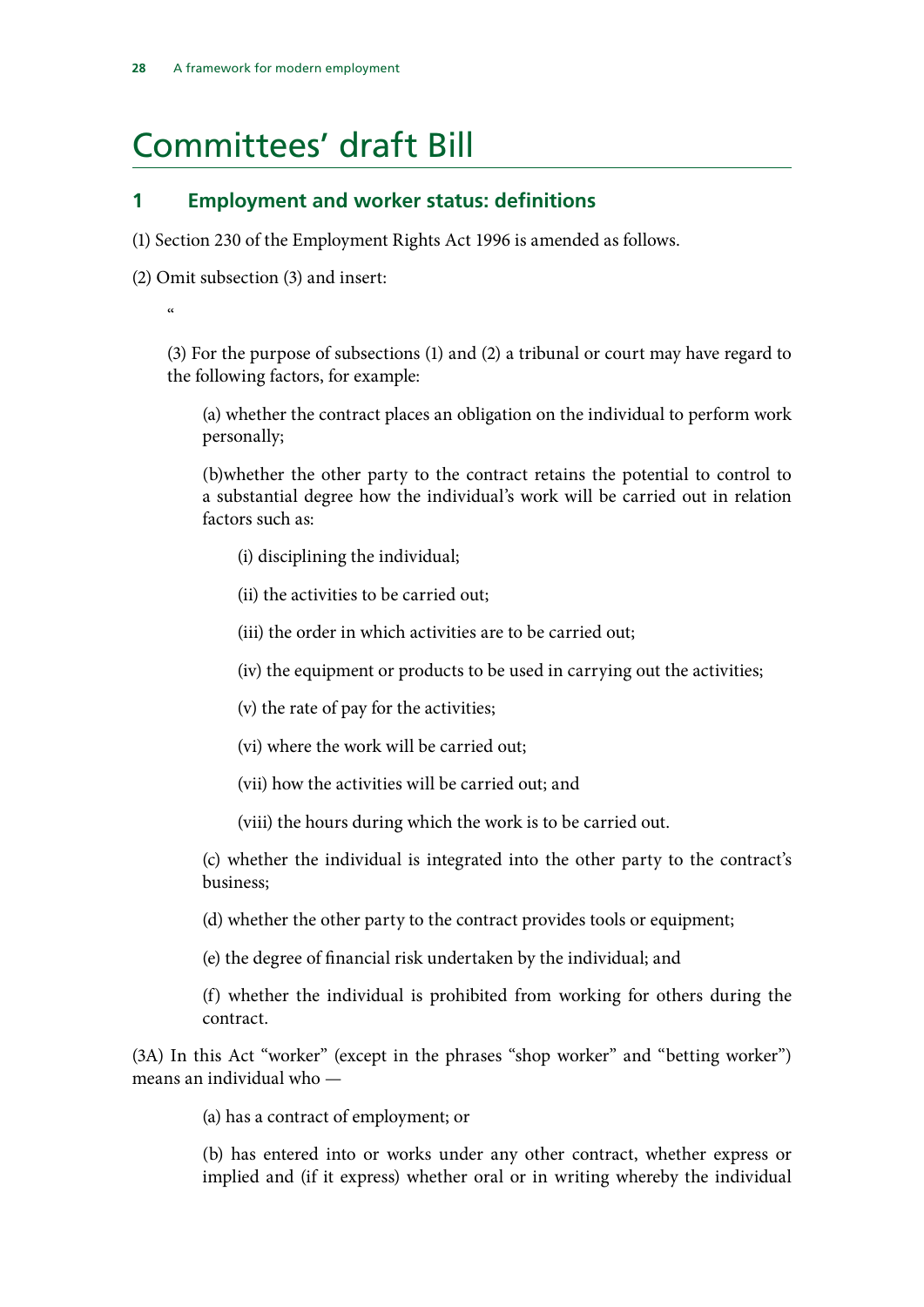# Committees' draft Bill

## 1 Employment and worker status: definitions

(1) Section 230 of the Employment Rights Act 1996 is amended as follows.

(2) Omit subsection (3) and insert:

"

(3) For the purpose of subsections (1) and (2) a tribunal or court may have regard to the following factors, for example:

(a) whether the contract places an obligation on the individual to perform work personally;

(b)whether the other party to the contract retains the potential to control to a substantial degree how the individual's work will be carried out in relation factors such as:

(i) disciplining the individual;

(ii) the activities to be carried out;

(iii) the order in which activities are to be carried out;

(iv) the equipment or products to be used in carrying out the activities;

(v) the rate of pay for the activities;

(vi) where the work will be carried out;

(vii) how the activities will be carried out; and

(viii) the hours during which the work is to be carried out.

(c) whether the individual is integrated into the other party to the contract's business;

(d) whether the other party to the contract provides tools or equipment;

(e) the degree of financial risk undertaken by the individual; and

(f) whether the individual is prohibited from working for others during the contract.

(3A) In this Act "worker" (except in the phrases "shop worker" and "betting worker") means an individual who —

(a) has a contract of employment; or

(b) has entered into or works under any other contract, whether express or implied and (if it express) whether oral or in writing whereby the individual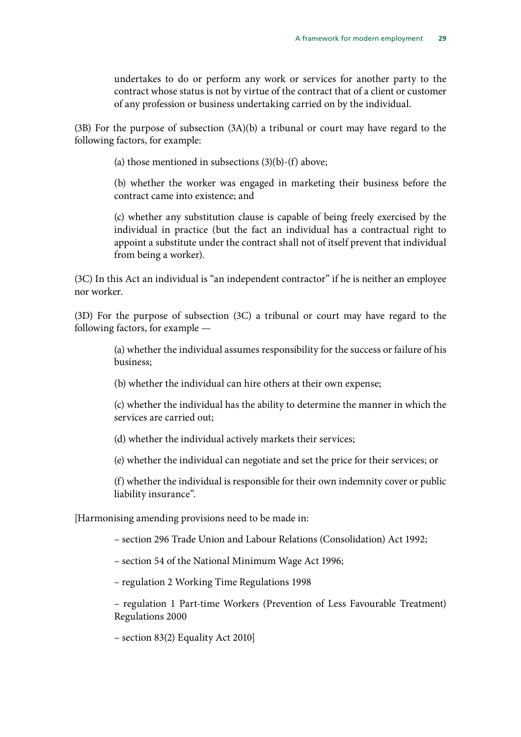undertakes to do or perform any work or services for another party to the contract whose status is not by virtue of the contract that of a client or customer of any profession or business undertaking carried on by the individual.

(3B) For the purpose of subsection (3A)(b) a tribunal or court may have regard to the following factors, for example:

> (a) those mentioned in subsections (3)(b)-(f) above;
>
> (b) whether the worker was engaged in marketing their business before the contract came into existence; and
>
> (c) whether any substitution clause is capable of being freely exercised by the individual in practice (but the fact an individual has a contractual right to appoint a substitute under the contract shall not of itself prevent that individual from being a worker).

(3C) In this Act an individual is "an independent contractor" if he is neither an employee nor worker.

(3D) For the purpose of subsection (3C) a tribunal or court may have regard to the following factors, for example —

> (a) whether the individual assumes responsibility for the success or failure of his business;
>
> (b) whether the individual can hire others at their own expense;
>
> (c) whether the individual has the ability to determine the manner in which the services are carried out;
>
> (d) whether the individual actively markets their services;
>
> (e) whether the individual can negotiate and set the price for their services; or
>
> (f) whether the individual is responsible for their own indemnity cover or public liability insurance".

[Harmonising amending provisions need to be made in:

> – section 296 Trade Union and Labour Relations (Consolidation) Act 1992;
>
> – section 54 of the National Minimum Wage Act 1996;
>
> – regulation 2 Working Time Regulations 1998
>
> – regulation 1 Part-time Workers (Prevention of Less Favourable Treatment) Regulations 2000
>
> – section 83(2) Equality Act 2010]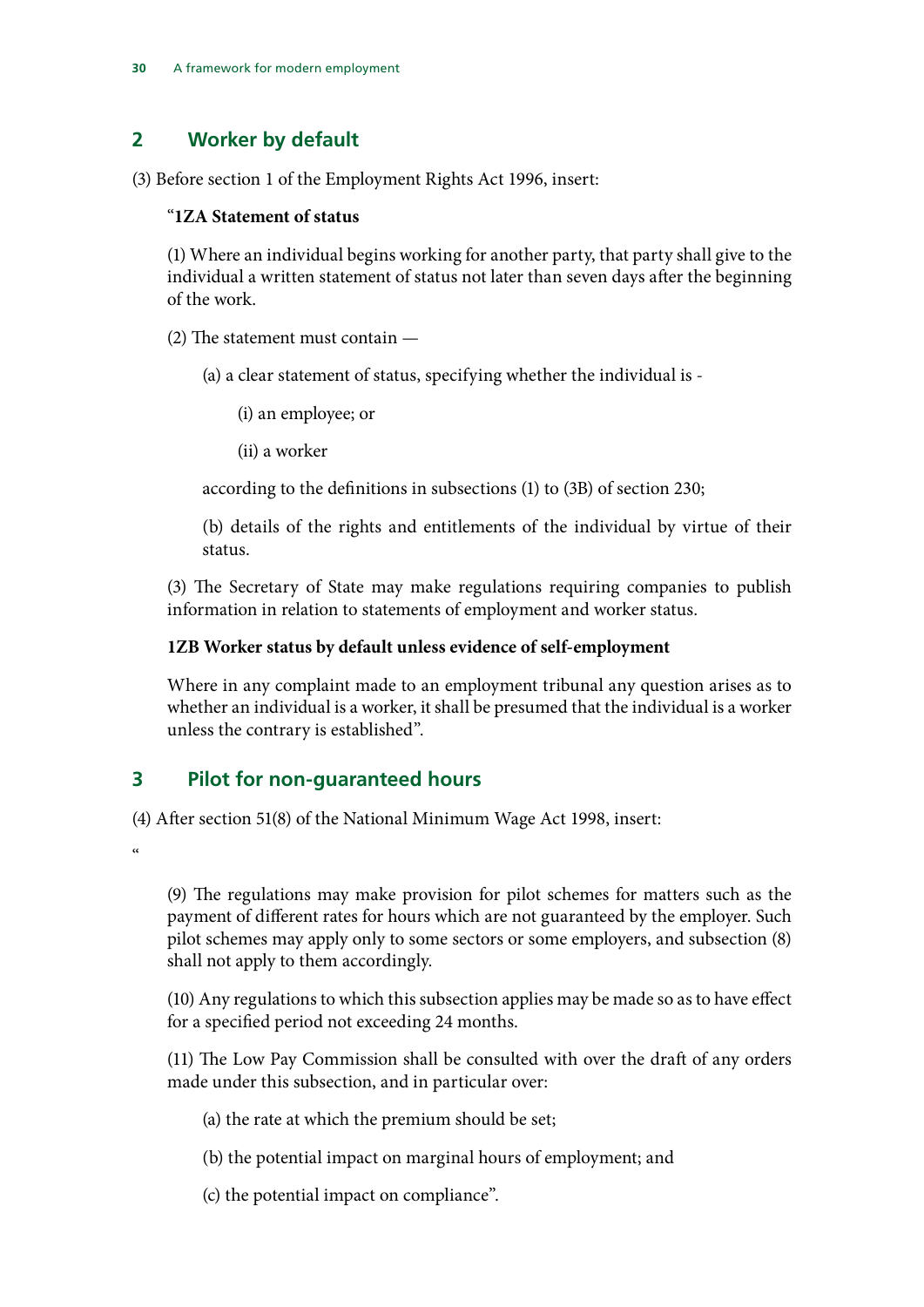## 2 Worker by default

(3) Before section 1 of the Employment Rights Act 1996, insert:

> "**1ZA Statement of status**
>
> (1) Where an individual begins working for another party, that party shall give to the individual a written statement of status not later than seven days after the beginning of the work.
>
> (2) The statement must contain —
>
> (a) a clear statement of status, specifying whether the individual is -
>
> (i) an employee; or
>
> (ii) a worker
>
> according to the definitions in subsections (1) to (3B) of section 230;
>
> (b) details of the rights and entitlements of the individual by virtue of their status.
>
> (3) The Secretary of State may make regulations requiring companies to publish information in relation to statements of employment and worker status.
>
> **1ZB Worker status by default unless evidence of self-employment**
>
> Where in any complaint made to an employment tribunal any question arises as to whether an individual is a worker, it shall be presumed that the individual is a worker unless the contrary is established".

## 3 Pilot for non-guaranteed hours

(4) After section 51(8) of the National Minimum Wage Act 1998, insert:

"

> (9) The regulations may make provision for pilot schemes for matters such as the payment of different rates for hours which are not guaranteed by the employer. Such pilot schemes may apply only to some sectors or some employers, and subsection (8) shall not apply to them accordingly.
>
> (10) Any regulations to which this subsection applies may be made so as to have effect for a specified period not exceeding 24 months.
>
> (11) The Low Pay Commission shall be consulted with over the draft of any orders made under this subsection, and in particular over:
>
> (a) the rate at which the premium should be set;
>
> (b) the potential impact on marginal hours of employment; and
>
> (c) the potential impact on compliance".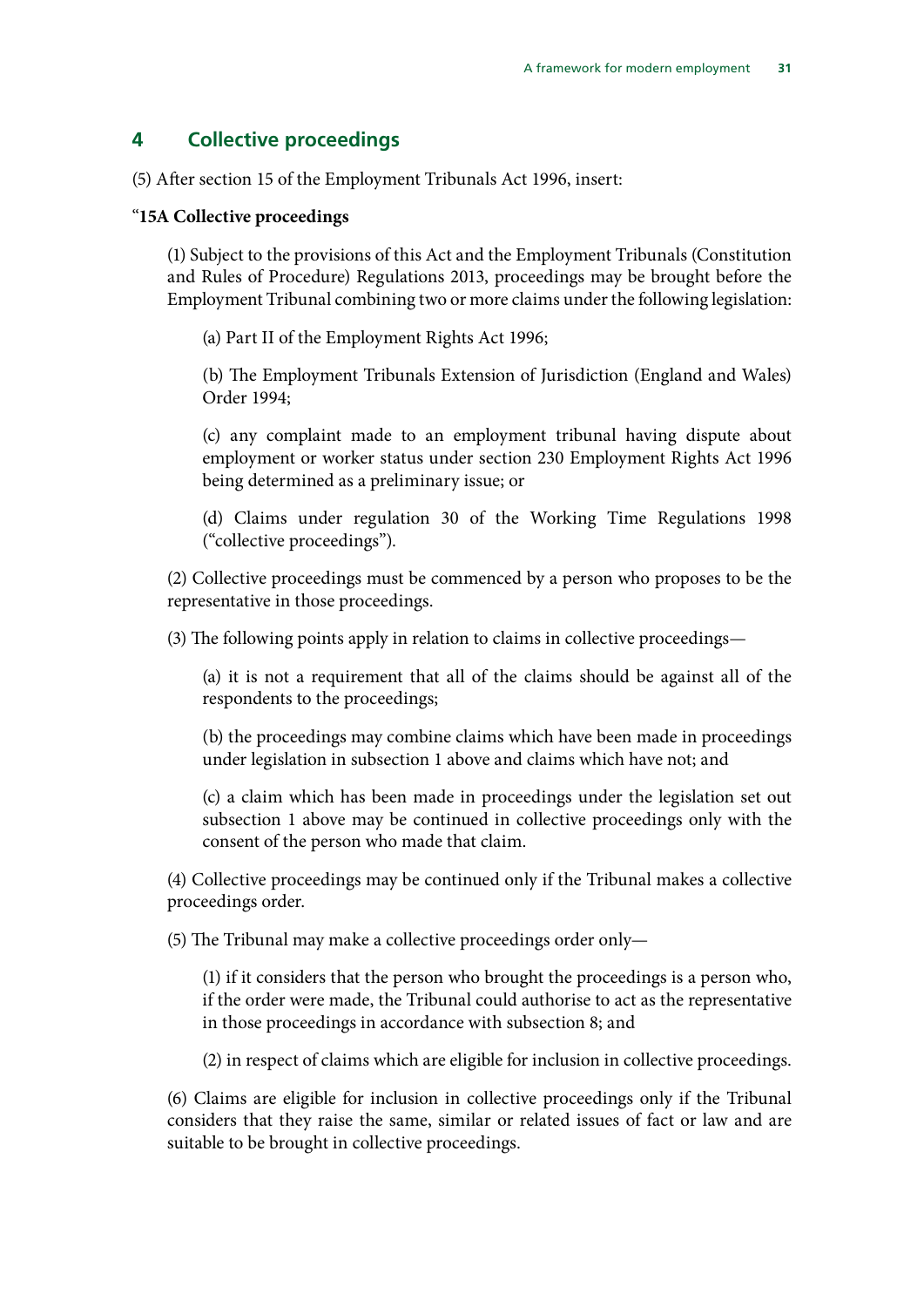## 4 Collective proceedings

(5) After section 15 of the Employment Tribunals Act 1996, insert:

"**15A Collective proceedings**

(1) Subject to the provisions of this Act and the Employment Tribunals (Constitution and Rules of Procedure) Regulations 2013, proceedings may be brought before the Employment Tribunal combining two or more claims under the following legislation:

(a) Part II of the Employment Rights Act 1996;

(b) The Employment Tribunals Extension of Jurisdiction (England and Wales) Order 1994;

(c) any complaint made to an employment tribunal having dispute about employment or worker status under section 230 Employment Rights Act 1996 being determined as a preliminary issue; or

(d) Claims under regulation 30 of the Working Time Regulations 1998 ("collective proceedings").

(2) Collective proceedings must be commenced by a person who proposes to be the representative in those proceedings.

(3) The following points apply in relation to claims in collective proceedings—

(a) it is not a requirement that all of the claims should be against all of the respondents to the proceedings;

(b) the proceedings may combine claims which have been made in proceedings under legislation in subsection 1 above and claims which have not; and

(c) a claim which has been made in proceedings under the legislation set out subsection 1 above may be continued in collective proceedings only with the consent of the person who made that claim.

(4) Collective proceedings may be continued only if the Tribunal makes a collective proceedings order.

(5) The Tribunal may make a collective proceedings order only—

(1) if it considers that the person who brought the proceedings is a person who, if the order were made, the Tribunal could authorise to act as the representative in those proceedings in accordance with subsection 8; and

(2) in respect of claims which are eligible for inclusion in collective proceedings.

(6) Claims are eligible for inclusion in collective proceedings only if the Tribunal considers that they raise the same, similar or related issues of fact or law and are suitable to be brought in collective proceedings.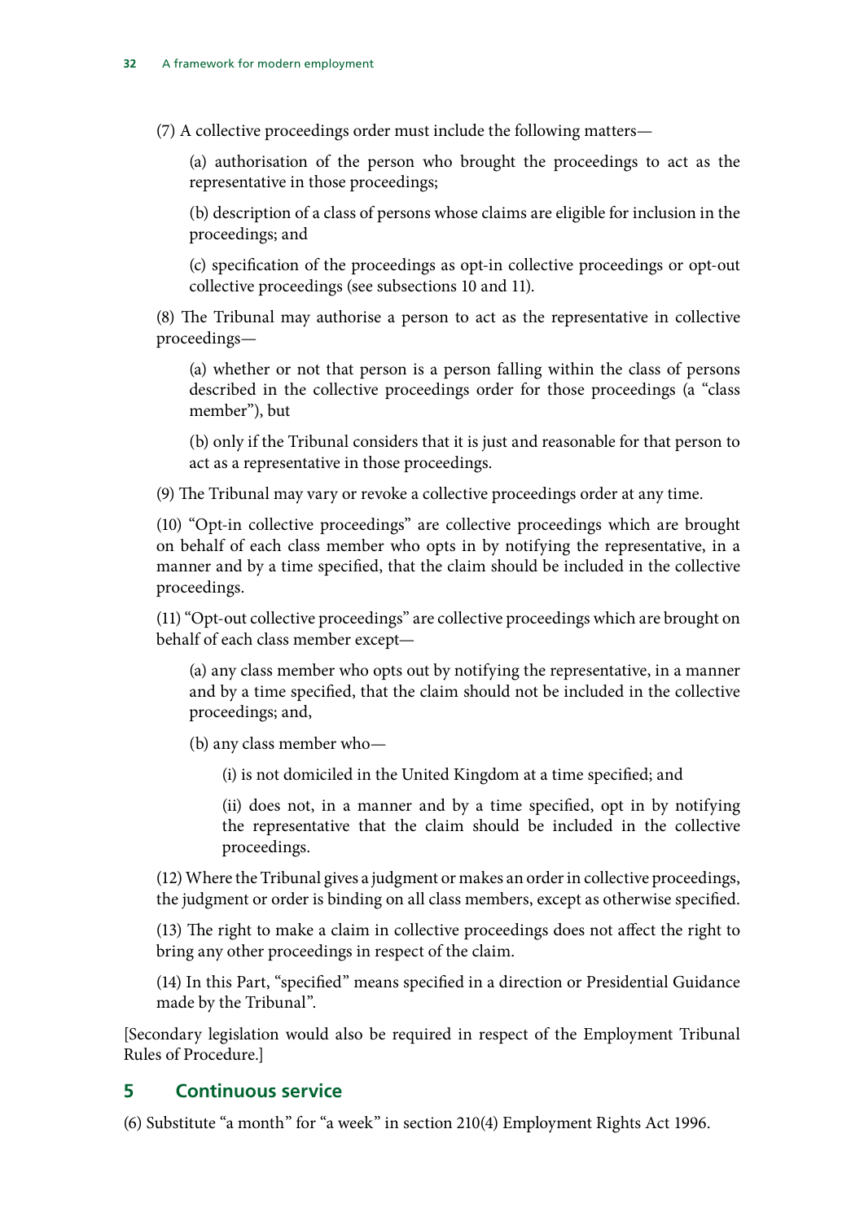(7) A collective proceedings order must include the following matters—

(a) authorisation of the person who brought the proceedings to act as the representative in those proceedings;

(b) description of a class of persons whose claims are eligible for inclusion in the proceedings; and

(c) specification of the proceedings as opt-in collective proceedings or opt-out collective proceedings (see subsections 10 and 11).

(8) The Tribunal may authorise a person to act as the representative in collective proceedings—

(a) whether or not that person is a person falling within the class of persons described in the collective proceedings order for those proceedings (a "class member"), but

(b) only if the Tribunal considers that it is just and reasonable for that person to act as a representative in those proceedings.

(9) The Tribunal may vary or revoke a collective proceedings order at any time.

(10) "Opt-in collective proceedings" are collective proceedings which are brought on behalf of each class member who opts in by notifying the representative, in a manner and by a time specified, that the claim should be included in the collective proceedings.

(11) "Opt-out collective proceedings" are collective proceedings which are brought on behalf of each class member except—

(a) any class member who opts out by notifying the representative, in a manner and by a time specified, that the claim should not be included in the collective proceedings; and,

(b) any class member who—

(i) is not domiciled in the United Kingdom at a time specified; and

(ii) does not, in a manner and by a time specified, opt in by notifying the representative that the claim should be included in the collective proceedings.

(12) Where the Tribunal gives a judgment or makes an order in collective proceedings, the judgment or order is binding on all class members, except as otherwise specified.

(13) The right to make a claim in collective proceedings does not affect the right to bring any other proceedings in respect of the claim.

(14) In this Part, "specified" means specified in a direction or Presidential Guidance made by the Tribunal".

[Secondary legislation would also be required in respect of the Employment Tribunal Rules of Procedure.]

## 5 Continuous service

(6) Substitute "a month" for "a week" in section 210(4) Employment Rights Act 1996.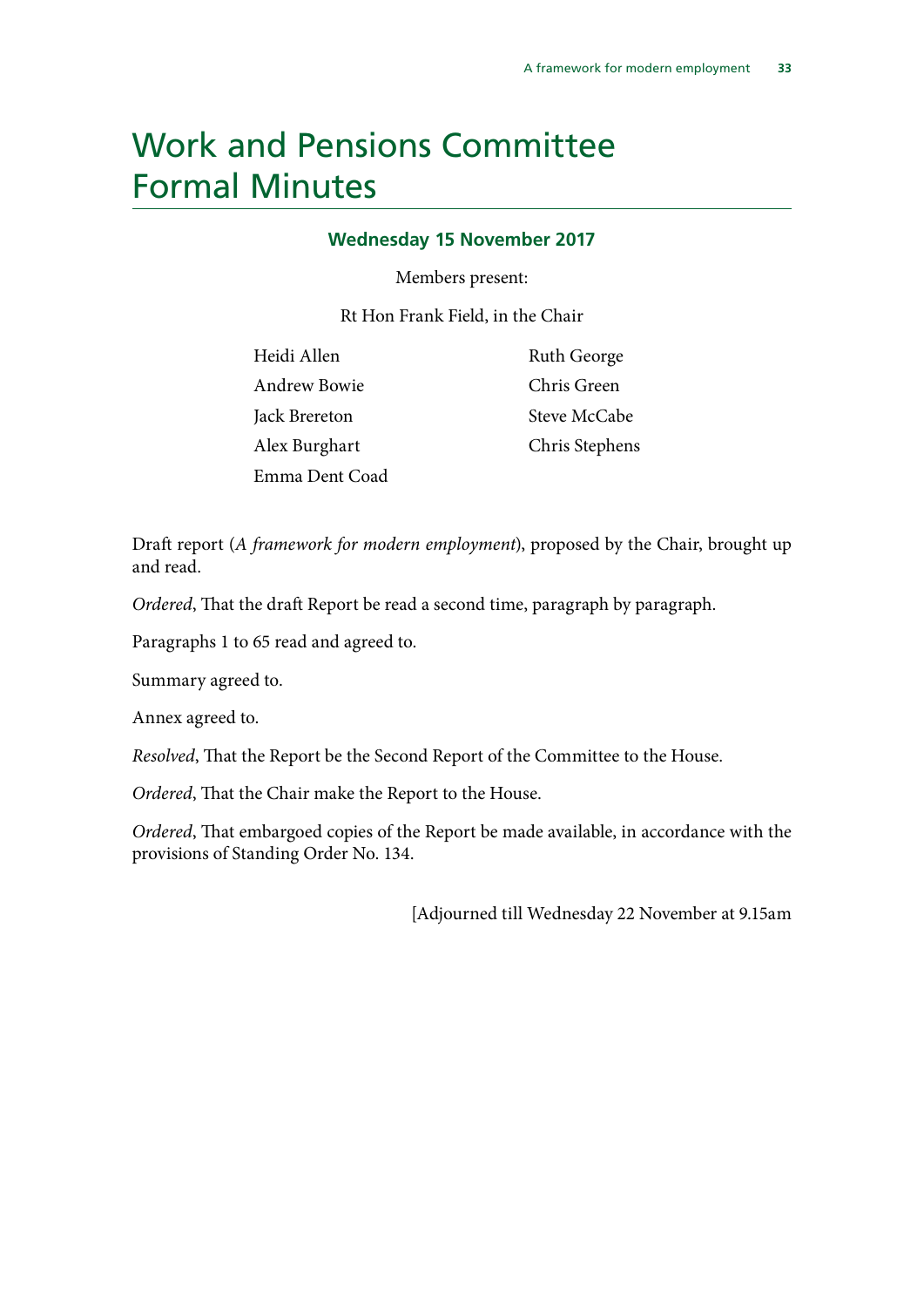# Work and Pensions Committee Formal Minutes

### Wednesday 15 November 2017

Members present:

Rt Hon Frank Field, in the Chair

Heidi Allen
Andrew Bowie
Jack Brereton
Alex Burghart
Emma Dent Coad
Ruth George
Chris Green
Steve McCabe
Chris Stephens

Draft report (*A framework for modern employment*), proposed by the Chair, brought up and read.

*Ordered*, That the draft Report be read a second time, paragraph by paragraph.

Paragraphs 1 to 65 read and agreed to.

Summary agreed to.

Annex agreed to.

*Resolved*, That the Report be the Second Report of the Committee to the House.

*Ordered*, That the Chair make the Report to the House.

*Ordered*, That embargoed copies of the Report be made available, in accordance with the provisions of Standing Order No. 134.

[Adjourned till Wednesday 22 November at 9.15am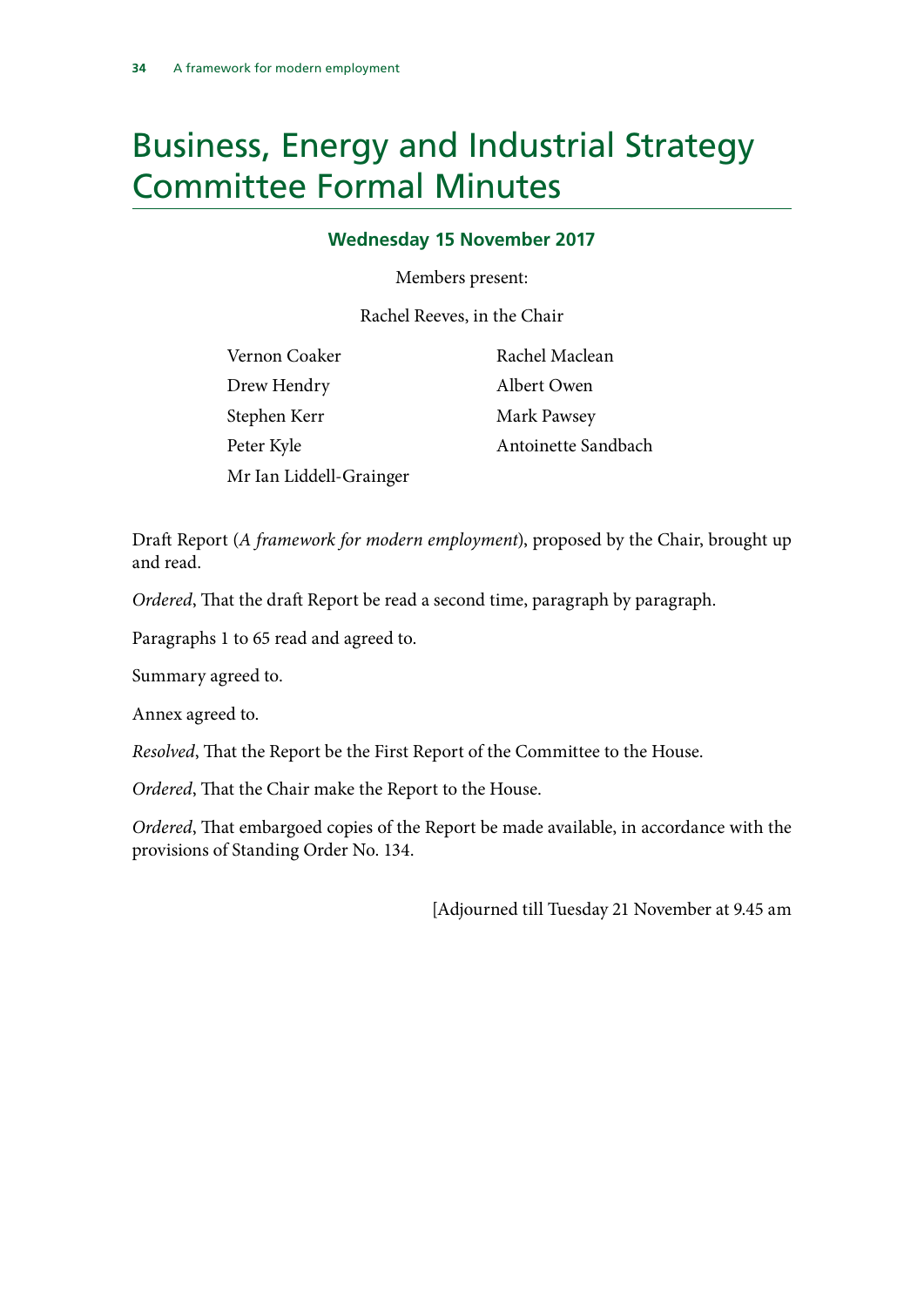# Business, Energy and Industrial Strategy Committee Formal Minutes

### Wednesday 15 November 2017

Members present:

Rachel Reeves, in the Chair

Vernon Coaker
Drew Hendry
Stephen Kerr
Peter Kyle
Mr Ian Liddell-Grainger
Rachel Maclean
Albert Owen
Mark Pawsey
Antoinette Sandbach

Draft Report (*A framework for modern employment*), proposed by the Chair, brought up and read.

*Ordered*, That the draft Report be read a second time, paragraph by paragraph.

Paragraphs 1 to 65 read and agreed to.

Summary agreed to.

Annex agreed to.

*Resolved*, That the Report be the First Report of the Committee to the House.

*Ordered*, That the Chair make the Report to the House.

*Ordered*, That embargoed copies of the Report be made available, in accordance with the provisions of Standing Order No. 134.

[Adjourned till Tuesday 21 November at 9.45 am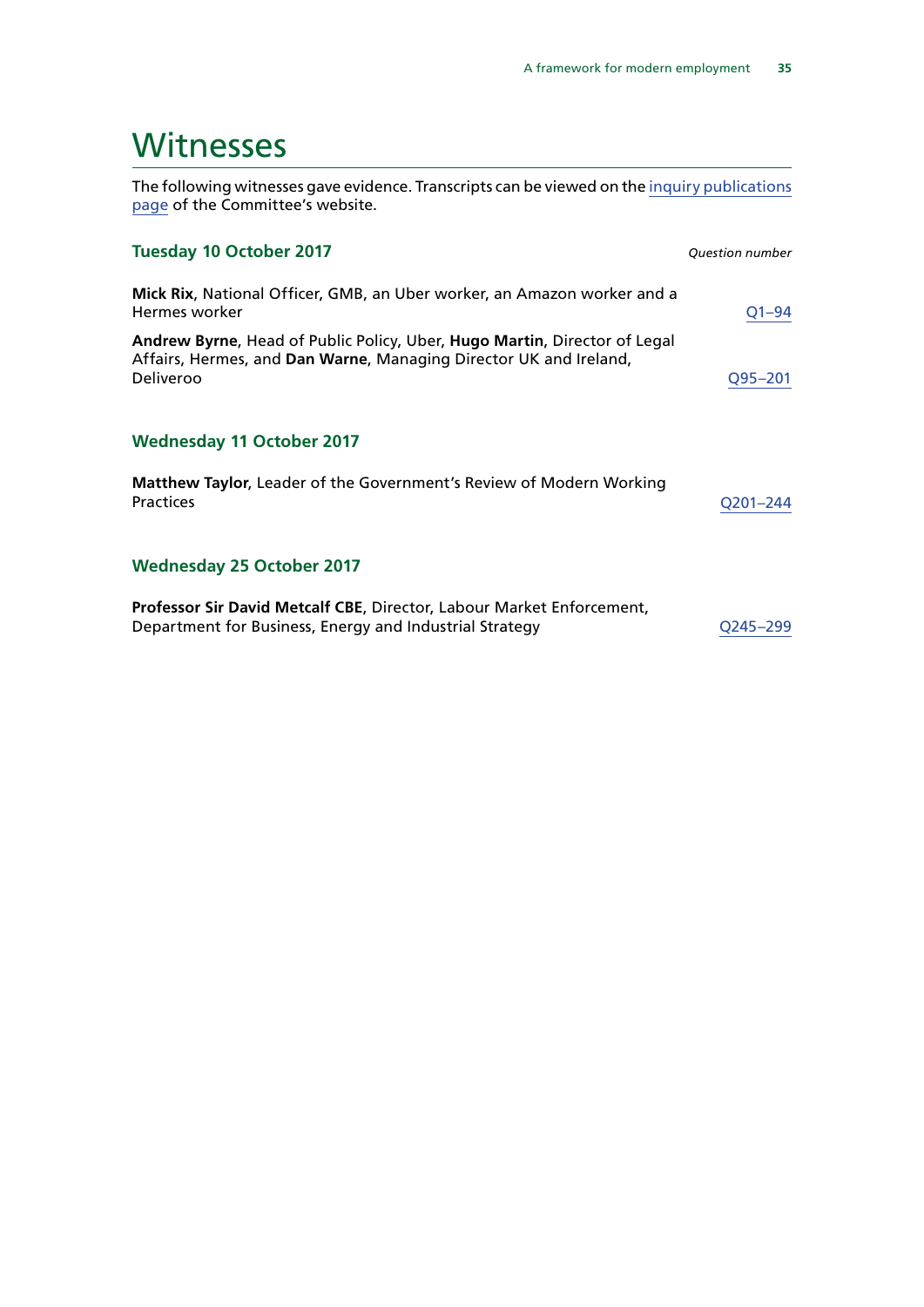# Witnesses

The following witnesses gave evidence. Transcripts can be viewed on the inquiry publications page of the Committee's website.

### Tuesday 10 October 2017

*Question number*

**Mick Rix**, National Officer, GMB, an Uber worker, an Amazon worker and a Hermes worker — Q1–94

**Andrew Byrne**, Head of Public Policy, Uber, **Hugo Martin**, Director of Legal Affairs, Hermes, and **Dan Warne**, Managing Director UK and Ireland, Deliveroo — Q95–201

### Wednesday 11 October 2017

**Matthew Taylor**, Leader of the Government's Review of Modern Working Practices — Q201–244

### Wednesday 25 October 2017

**Professor Sir David Metcalf CBE**, Director, Labour Market Enforcement, Department for Business, Energy and Industrial Strategy — Q245–299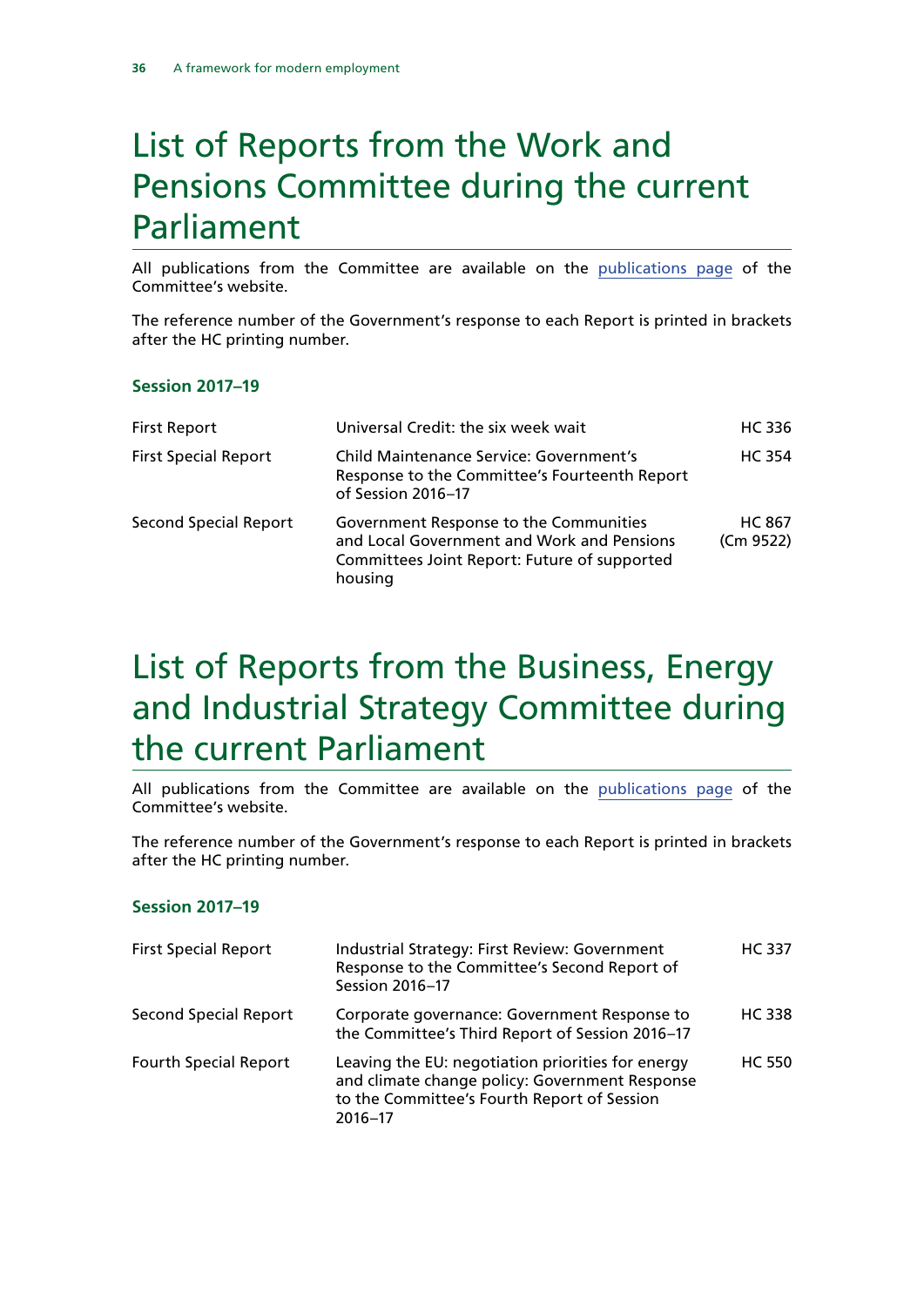# List of Reports from the Work and Pensions Committee during the current Parliament

All publications from the Committee are available on the publications page of the Committee's website.

The reference number of the Government's response to each Report is printed in brackets after the HC printing number.

### Session 2017–19

| | | |
|---|---|---|
| First Report | Universal Credit: the six week wait | HC 336 |
| First Special Report | Child Maintenance Service: Government's Response to the Committee's Fourteenth Report of Session 2016–17 | HC 354 |
| Second Special Report | Government Response to the Communities and Local Government and Work and Pensions Committees Joint Report: Future of supported housing | HC 867 (Cm 9522) |

# List of Reports from the Business, Energy and Industrial Strategy Committee during the current Parliament

All publications from the Committee are available on the publications page of the Committee's website.

The reference number of the Government's response to each Report is printed in brackets after the HC printing number.

### Session 2017–19

| | | |
|---|---|---|
| First Special Report | Industrial Strategy: First Review: Government Response to the Committee's Second Report of Session 2016–17 | HC 337 |
| Second Special Report | Corporate governance: Government Response to the Committee's Third Report of Session 2016–17 | HC 338 |
| Fourth Special Report | Leaving the EU: negotiation priorities for energy and climate change policy: Government Response to the Committee's Fourth Report of Session 2016–17 | HC 550 |